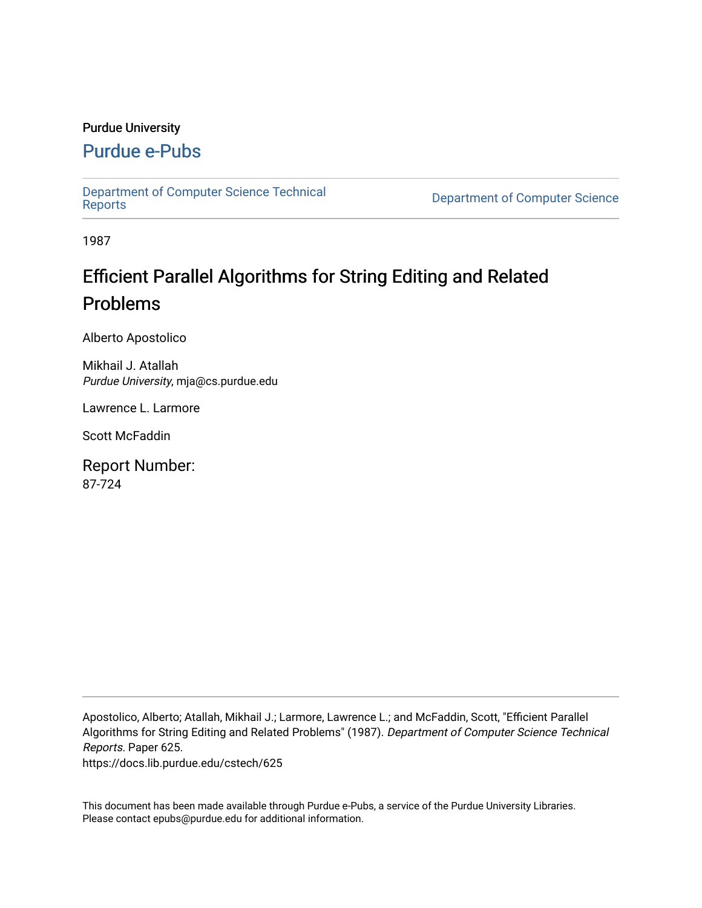Purdue University

# Purdue e-Pubs

Department of Computer Science Technical Reports

Department of Computer Science

1987

## Efficient Parallel Algorithms for String Editing and Related Problems

Alberto Apostolico

Mikhail J. Atallah
*Purdue University*, mja@cs.purdue.edu

Lawrence L. Larmore

Scott McFaddin

### Report Number:

87-724

Apostolico, Alberto; Atallah, Mikhail J.; Larmore, Lawrence L.; and McFaddin, Scott, "Efficient Parallel Algorithms for String Editing and Related Problems" (1987). *Department of Computer Science Technical Reports.* Paper 625.
https://docs.lib.purdue.edu/cstech/625

This document has been made available through Purdue e-Pubs, a service of the Purdue University Libraries. Please contact epubs@purdue.edu for additional information.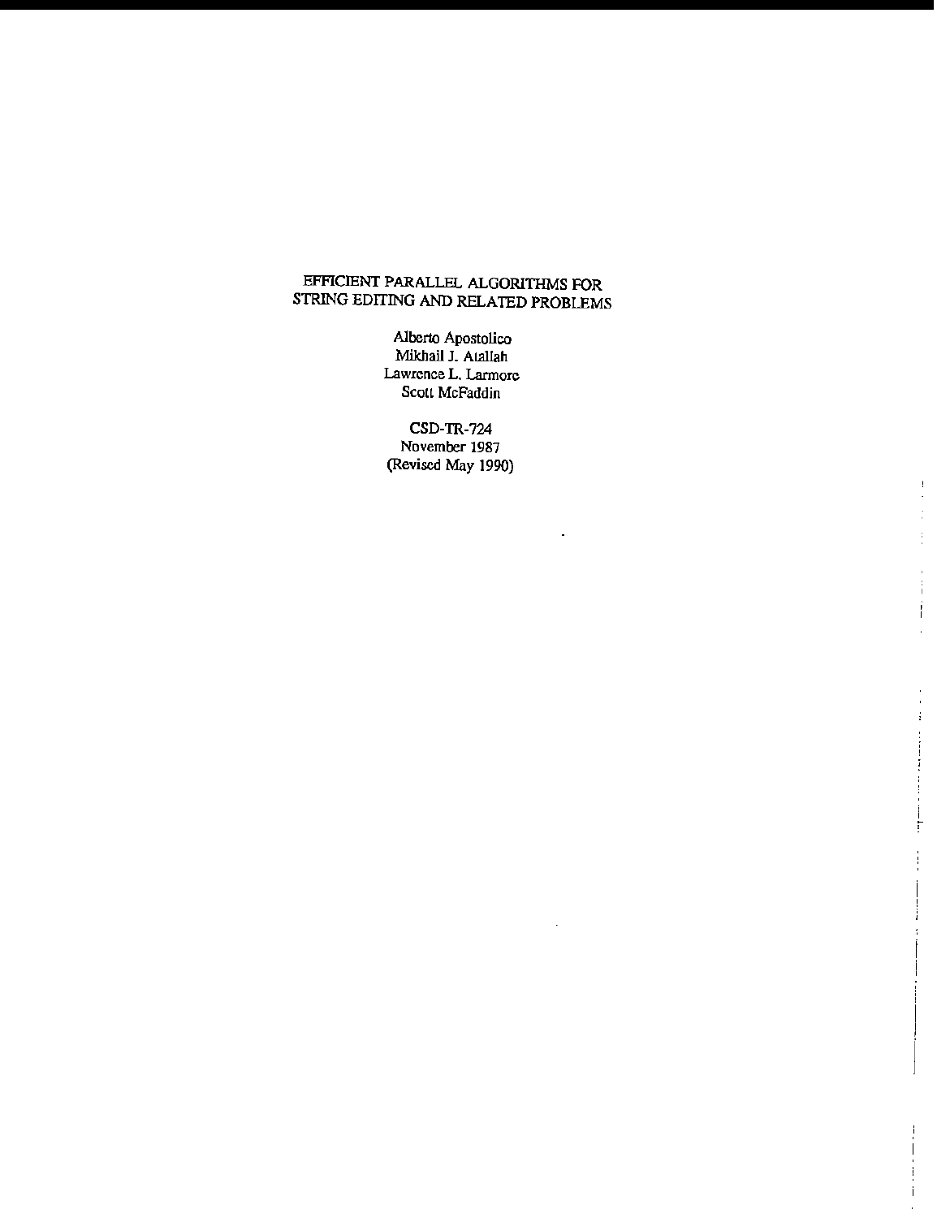# EFFICIENT PARALLEL ALGORITHMS FOR STRING EDITING AND RELATED PROBLEMS

Alberto Apostolico
Mikhail J. Atallah
Lawrence L. Larmore
Scott McFaddin

CSD-TR-724
November 1987
(Revised May 1990)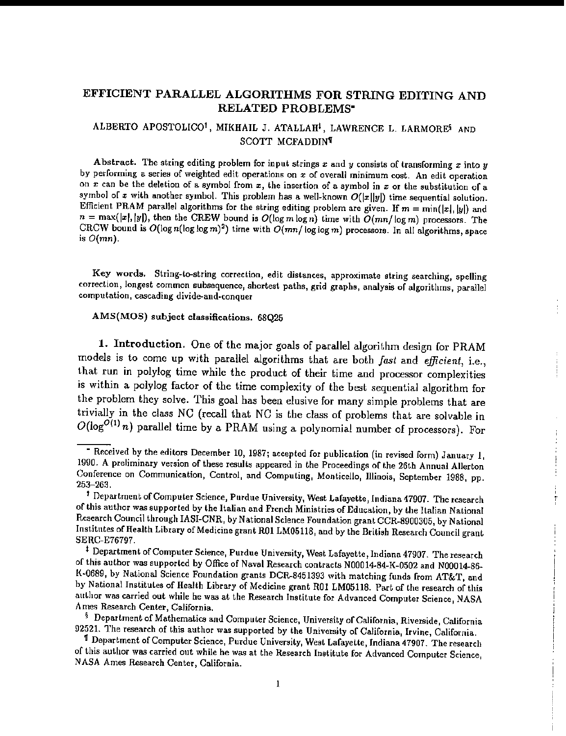# EFFICIENT PARALLEL ALGORITHMS FOR STRING EDITING AND RELATED PROBLEMS*

ALBERTO APOSTOLICO[†], MIKHAIL J. ATALLAH[‡], LAWRENCE L. LARMORE[§] AND SCOTT MCFADDIN[¶]

**Abstract.** The string editing problem for input strings $x$ and $y$ consists of transforming $x$ into $y$ by performing a series of weighted edit operations on $x$ of overall minimum cost. An edit operation on $x$ can be the deletion of a symbol from $x$, the insertion of a symbol in $x$ or the substitution of a symbol of $x$ with another symbol. This problem has a well-known $O(|x||y|)$ time sequential solution. Efficient PRAM parallel algorithms for the string editing problem are given. If $m = \min(|x|, |y|)$ and $n = \max(|x|, |y|)$, then the CREW bound is $O(\log m \log n)$ time with $O(mn/\log m)$ processors. The CRCW bound is $O(\log n(\log\log m)^2)$ time with $O(mn/\log\log m)$ processors. In all algorithms, space is $O(mn)$.

**Key words.** String-to-string correction, edit distances, approximate string searching, spelling correction, longest common subsequence, shortest paths, grid graphs, analysis of algorithms, parallel computation, cascading divide-and-conquer

**AMS(MOS) subject classifications.** 68Q25

## 1. Introduction.

One of the major goals of parallel algorithm design for PRAM models is to come up with parallel algorithms that are both *fast* and *efficient*, i.e., that run in polylog time while the product of their time and processor complexities is within a polylog factor of the time complexity of the best sequential algorithm for the problem they solve. This goal has been elusive for many simple problems that are trivially in the class NC (recall that NC is the class of problems that are solvable in $O(\log^{O(1)} n)$ parallel time by a PRAM using a polynomial number of processors). For

---

* Received by the editors December 10, 1987; accepted for publication (in revised form) January 1, 1990. A preliminary version of these results appeared in the Proceedings of the 26th Annual Allerton Conference on Communication, Control, and Computing, Monticello, Illinois, September 1988, pp. 253–263.

[†] Department of Computer Science, Purdue University, West Lafayette, Indiana 47907. The research of this author was supported by the Italian and French Ministries of Education, by the Italian National Research Council through IASI-CNR, by National Science Foundation grant CCR-8900305, by National Institutes of Health Library of Medicine grant R01 LM05118, and by the British Research Council grant SERC-E76797.

[‡] Department of Computer Science, Purdue University, West Lafayette, Indiana 47907. The research of this author was supported by Office of Naval Research contracts N00014-84-K-0502 and N00014-86-K-0689, by National Science Foundation grants DCR-8451393 with matching funds from AT&T, and by National Institutes of Health Library of Medicine grant R01 LM05118. Part of the research of this author was carried out while he was at the Research Institute for Advanced Computer Science, NASA Ames Research Center, California.

[§] Department of Mathematics and Computer Science, University of California, Riverside, California 92521. The research of this author was supported by the University of California, Irvine, California.

[¶] Department of Computer Science, Purdue University, West Lafayette, Indiana 47907. The research of this author was carried out while he was at the Research Institute for Advanced Computer Science, NASA Ames Research Center, California.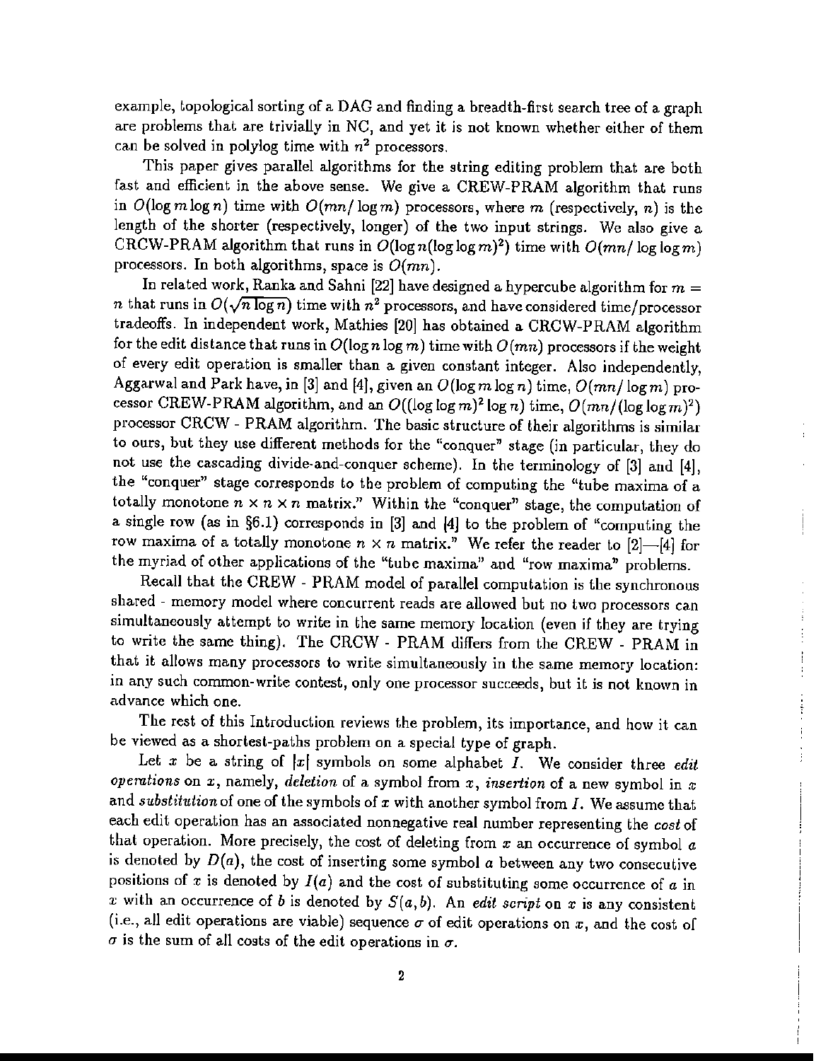example, topological sorting of a DAG and finding a breadth-first search tree of a graph are problems that are trivially in NC, and yet it is not known whether either of them can be solved in polylog time with $n^2$ processors.

This paper gives parallel algorithms for the string editing problem that are both fast and efficient in the above sense. We give a CREW-PRAM algorithm that runs in $O(\log m \log n)$ time with $O(mn/\log m)$ processors, where $m$ (respectively, $n$) is the length of the shorter (respectively, longer) of the two input strings. We also give a CRCW-PRAM algorithm that runs in $O(\log n(\log\log m)^2)$ time with $O(mn/\log\log m)$ processors. In both algorithms, space is $O(mn)$.

In related work, Ranka and Sahni [22] have designed a hypercube algorithm for $m = n$ that runs in $O(\sqrt{n \log n})$ time with $n^2$ processors, and have considered time/processor tradeoffs. In independent work, Mathies [20] has obtained a CRCW-PRAM algorithm for the edit distance that runs in $O(\log n \log m)$ time with $O(mn)$ processors if the weight of every edit operation is smaller than a given constant integer. Also independently, Aggarwal and Park have, in [3] and [4], given an $O(\log m \log n)$ time, $O(mn/\log m)$ processor CREW-PRAM algorithm, and an $O((\log\log m)^2 \log n)$ time, $O(mn/(\log\log m)^2)$ processor CRCW - PRAM algorithm. The basic structure of their algorithms is similar to ours, but they use different methods for the "conquer" stage (in particular, they do not use the cascading divide-and-conquer scheme). In the terminology of [3] and [4], the "conquer" stage corresponds to the problem of computing the "tube maxima of a totally monotone $n \times n \times n$ matrix." Within the "conquer" stage, the computation of a single row (as in §6.1) corresponds in [3] and [4] to the problem of "computing the row maxima of a totally monotone $n \times n$ matrix." We refer the reader to [2]—[4] for the myriad of other applications of the "tube maxima" and "row maxima" problems.

Recall that the CREW - PRAM model of parallel computation is the synchronous shared - memory model where concurrent reads are allowed but no two processors can simultaneously attempt to write in the same memory location (even if they are trying to write the same thing). The CRCW - PRAM differs from the CREW - PRAM in that it allows many processors to write simultaneously in the same memory location: in any such common-write contest, only one processor succeeds, but it is not known in advance which one.

The rest of this Introduction reviews the problem, its importance, and how it can be viewed as a shortest-paths problem on a special type of graph.

Let $x$ be a string of $|x|$ symbols on some alphabet $I$. We consider three *edit operations* on $x$, namely, *deletion* of a symbol from $x$, *insertion* of a new symbol in $x$ and *substitution* of one of the symbols of $x$ with another symbol from $I$. We assume that each edit operation has an associated nonnegative real number representing the *cost* of that operation. More precisely, the cost of deleting from $x$ an occurrence of symbol $a$ is denoted by $D(a)$, the cost of inserting some symbol $a$ between any two consecutive positions of $x$ is denoted by $I(a)$ and the cost of substituting some occurrence of $a$ in $x$ with an occurrence of $b$ is denoted by $S(a, b)$. An *edit script* on $x$ is any consistent (i.e., all edit operations are viable) sequence $\sigma$ of edit operations on $x$, and the cost of $\sigma$ is the sum of all costs of the edit operations in $\sigma$.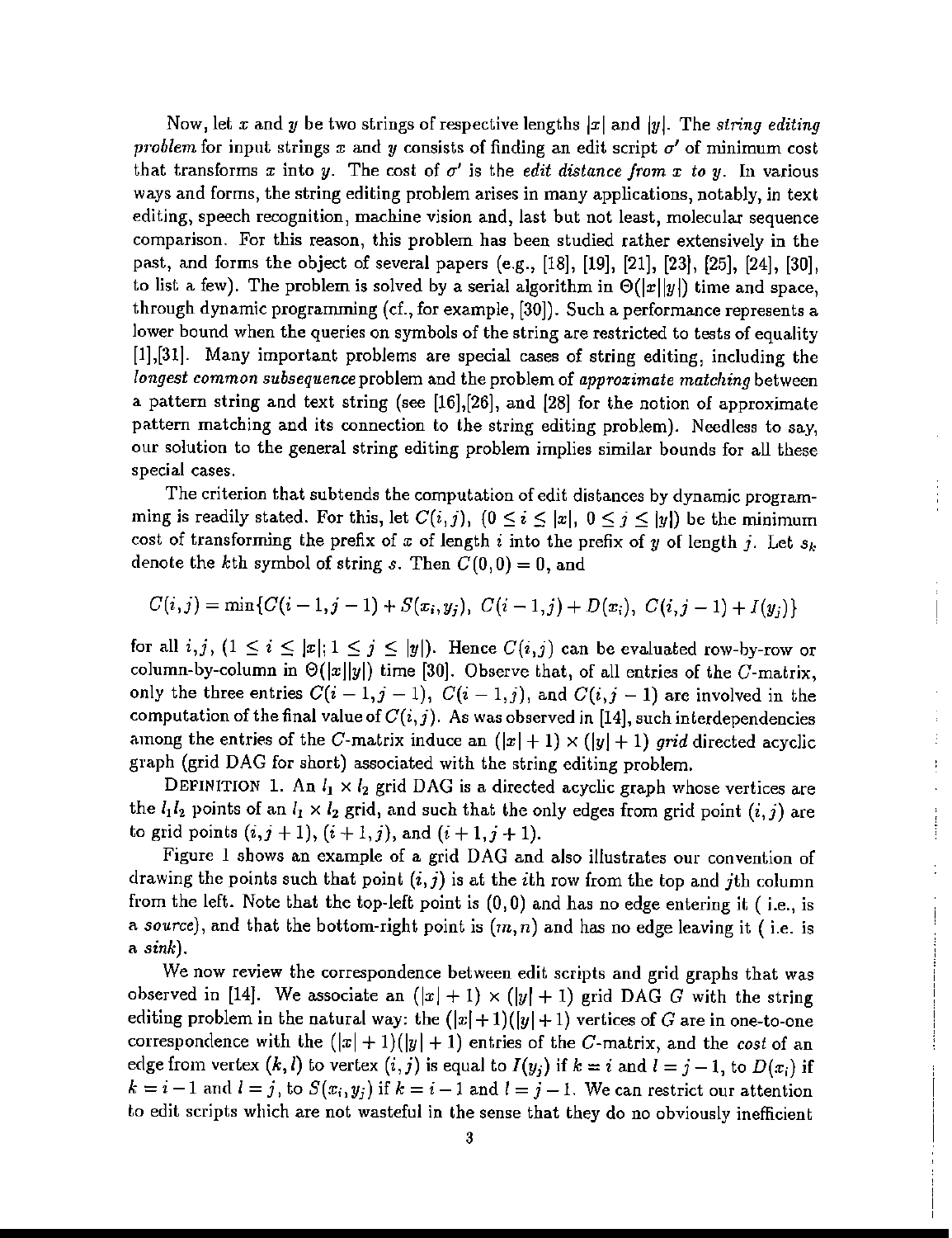Now, let $x$ and $y$ be two strings of respective lengths $|x|$ and $|y|$. The *string editing problem* for input strings $x$ and $y$ consists of finding an edit script $\sigma'$ of minimum cost that transforms $x$ into $y$. The cost of $\sigma'$ is the *edit distance from $x$ to $y$*. In various ways and forms, the string editing problem arises in many applications, notably, in text editing, speech recognition, machine vision and, last but not least, molecular sequence comparison. For this reason, this problem has been studied rather extensively in the past, and forms the object of several papers (e.g., [18], [19], [21], [23], [25], [24], [30], to list a few). The problem is solved by a serial algorithm in $\Theta(|x||y|)$ time and space, through dynamic programming (cf., for example, [30]). Such a performance represents a lower bound when the queries on symbols of the string are restricted to tests of equality [1],[31]. Many important problems are special cases of string editing, including the *longest common subsequence* problem and the problem of *approximate matching* between a pattern string and text string (see [16],[26], and [28] for the notion of approximate pattern matching and its connection to the string editing problem). Needless to say, our solution to the general string editing problem implies similar bounds for all these special cases.

The criterion that subtends the computation of edit distances by dynamic programming is readily stated. For this, let $C(i,j)$, $(0 \leq i \leq |x|,\ 0 \leq j \leq |y|)$ be the minimum cost of transforming the prefix of $x$ of length $i$ into the prefix of $y$ of length $j$. Let $s_k$ denote the $k$th symbol of string $s$. Then $C(0,0) = 0$, and

$$C(i,j) = \min\{C(i-1,j-1) + S(x_i,y_j),\ C(i-1,j) + D(x_i),\ C(i,j-1) + I(y_j)\}$$

for all $i,j$, $(1 \leq i \leq |x|; 1 \leq j \leq |y|)$. Hence $C(i,j)$ can be evaluated row-by-row or column-by-column in $\Theta(|x||y|)$ time [30]. Observe that, of all entries of the $C$-matrix, only the three entries $C(i-1,j-1)$, $C(i-1,j)$, and $C(i,j-1)$ are involved in the computation of the final value of $C(i,j)$. As was observed in [14], such interdependencies among the entries of the $C$-matrix induce an $(|x|+1) \times (|y|+1)$ *grid* directed acyclic graph (grid DAG for short) associated with the string editing problem.

DEFINITION 1. An $l_1 \times l_2$ grid DAG is a directed acyclic graph whose vertices are the $l_1 l_2$ points of an $l_1 \times l_2$ grid, and such that the only edges from grid point $(i,j)$ are to grid points $(i,j+1)$, $(i+1,j)$, and $(i+1,j+1)$.

Figure 1 shows an example of a grid DAG and also illustrates our convention of drawing the points such that point $(i,j)$ is at the $i$th row from the top and $j$th column from the left. Note that the top-left point is $(0,0)$ and has no edge entering it ( i.e., is a *source*), and that the bottom-right point is $(m,n)$ and has no edge leaving it ( i.e. is a *sink*).

We now review the correspondence between edit scripts and grid graphs that was observed in [14]. We associate an $(|x|+1) \times (|y|+1)$ grid DAG $G$ with the string editing problem in the natural way: the $(|x|+1)(|y|+1)$ vertices of $G$ are in one-to-one correspondence with the $(|x|+1)(|y|+1)$ entries of the $C$-matrix, and the *cost* of an edge from vertex $(k,l)$ to vertex $(i,j)$ is equal to $I(y_j)$ if $k = i$ and $l = j-1$, to $D(x_i)$ if $k = i-1$ and $l = j$, to $S(x_i,y_j)$ if $k = i-1$ and $l = j-1$. We can restrict our attention to edit scripts which are not wasteful in the sense that they do no obviously inefficient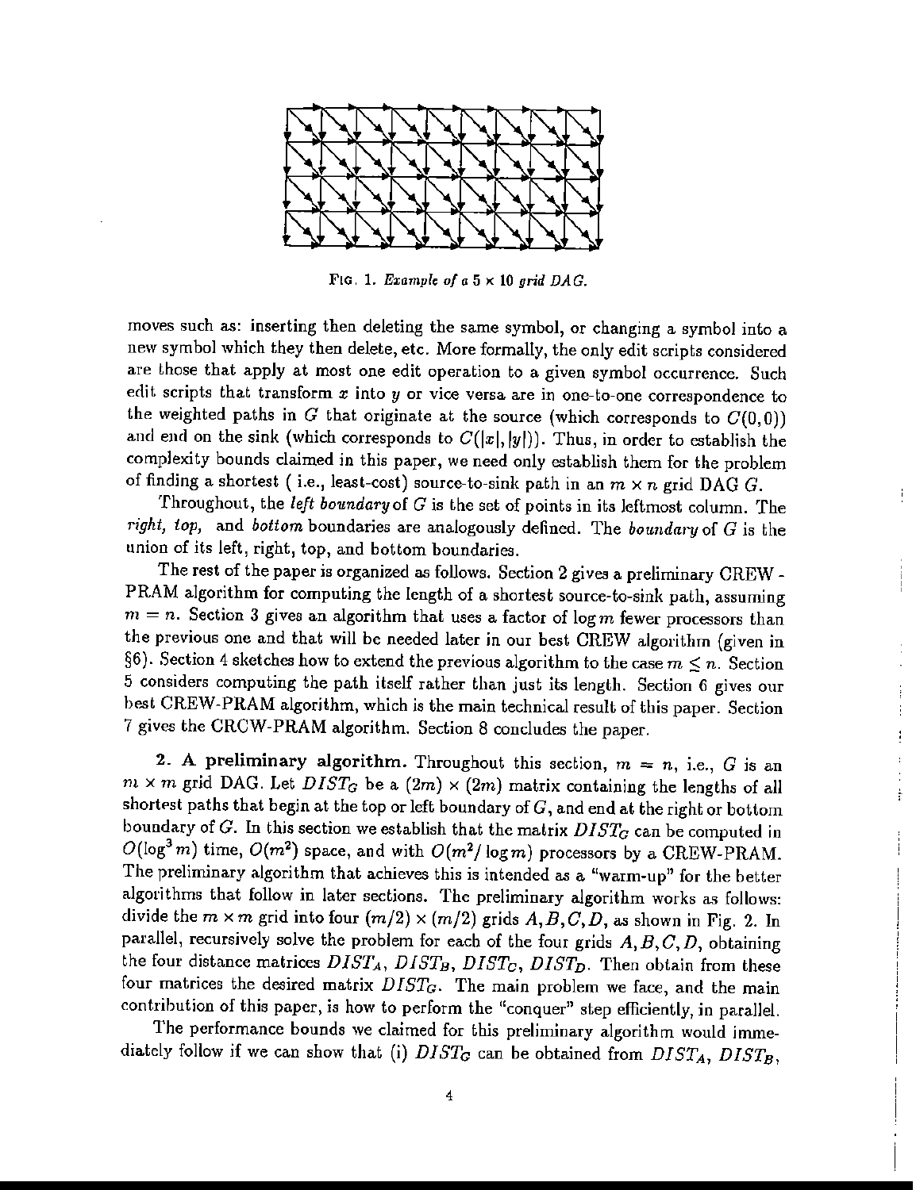FIG. 1. *Example of a* $5 \times 10$ *grid DAG.*

moves such as: inserting then deleting the same symbol, or changing a symbol into a new symbol which they then delete, etc. More formally, the only edit scripts considered are those that apply at most one edit operation to a given symbol occurrence. Such edit scripts that transform $x$ into $y$ or vice versa are in one-to-one correspondence to the weighted paths in $G$ that originate at the source (which corresponds to $C(0,0)$) and end on the sink (which corresponds to $C(|x|,|y|)$). Thus, in order to establish the complexity bounds claimed in this paper, we need only establish them for the problem of finding a shortest ( i.e., least-cost) source-to-sink path in an $m \times n$ grid DAG $G$.

Throughout, the *left boundary* of $G$ is the set of points in its leftmost column. The *right, top,* and *bottom* boundaries are analogously defined. The *boundary* of $G$ is the union of its left, right, top, and bottom boundaries.

The rest of the paper is organized as follows. Section 2 gives a preliminary CREW-PRAM algorithm for computing the length of a shortest source-to-sink path, assuming $m = n$. Section 3 gives an algorithm that uses a factor of $\log m$ fewer processors than the previous one and that will be needed later in our best CREW algorithm (given in §6). Section 4 sketches how to extend the previous algorithm to the case $m \leq n$. Section 5 considers computing the path itself rather than just its length. Section 6 gives our best CREW-PRAM algorithm, which is the main technical result of this paper. Section 7 gives the CRCW-PRAM algorithm. Section 8 concludes the paper.

## 2. A preliminary algorithm.

Throughout this section, $m = n$, i.e., $G$ is an $m \times m$ grid DAG. Let $DIST_G$ be a $(2m) \times (2m)$ matrix containing the lengths of all shortest paths that begin at the top or left boundary of $G$, and end at the right or bottom boundary of $G$. In this section we establish that the matrix $DIST_G$ can be computed in $O(\log^3 m)$ time, $O(m^2)$ space, and with $O(m^2/\log m)$ processors by a CREW-PRAM. The preliminary algorithm that achieves this is intended as a "warm-up" for the better algorithms that follow in later sections. The preliminary algorithm works as follows: divide the $m \times m$ grid into four $(m/2) \times (m/2)$ grids $A, B, C, D$, as shown in Fig. 2. In parallel, recursively solve the problem for each of the four grids $A, B, C, D$, obtaining the four distance matrices $DIST_A$, $DIST_B$, $DIST_C$, $DIST_D$. Then obtain from these four matrices the desired matrix $DIST_G$. The main problem we face, and the main contribution of this paper, is how to perform the "conquer" step efficiently, in parallel.

The performance bounds we claimed for this preliminary algorithm would immediately follow if we can show that (i) $DIST_G$ can be obtained from $DIST_A$, $DIST_B$,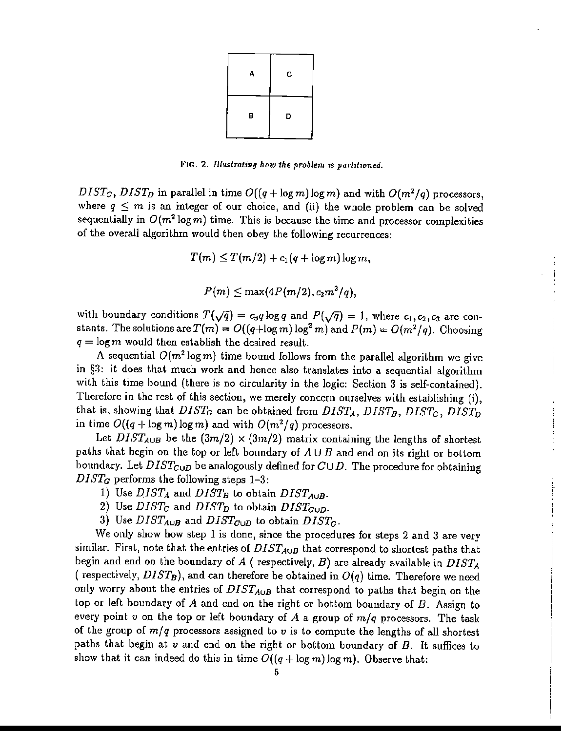| A | C |
|---|---|
| B | D |

FIG. 2. *Illustrating how the problem is partitioned.*

$DIST_C$, $DIST_D$ in parallel in time $O((q + \log m)\log m)$ and with $O(m^2/q)$ processors, where $q \leq m$ is an integer of our choice, and (ii) the whole problem can be solved sequentially in $O(m^2 \log m)$ time. This is because the time and processor complexities of the overall algorithm would then obey the following recurrences:

$$T(m) \leq T(m/2) + c_1(q + \log m)\log m,$$

$$P(m) \leq \max(4P(m/2), c_2 m^2/q),$$

with boundary conditions $T(\sqrt{q}) = c_3 q \log q$ and $P(\sqrt{q}) = 1$, where $c_1, c_2, c_3$ are constants. The solutions are $T(m) = O((q + \log m)\log^2 m)$ and $P(m) = O(m^2/q)$. Choosing $q = \log m$ would then establish the desired result.

A sequential $O(m^2 \log m)$ time bound follows from the parallel algorithm we give in §3: it does that much work and hence also translates into a sequential algorithm with this time bound (there is no circularity in the logic: Section 3 is self-contained). Therefore in the rest of this section, we merely concern ourselves with establishing (i), that is, showing that $DIST_G$ can be obtained from $DIST_A$, $DIST_B$, $DIST_C$, $DIST_D$ in time $O((q + \log m)\log m)$ and with $O(m^2/q)$ processors.

Let $DIST_{A \cup B}$ be the $(3m/2) \times (3m/2)$ matrix containing the lengths of shortest paths that begin on the top or left boundary of $A \cup B$ and end on its right or bottom boundary. Let $DIST_{C \cup D}$ be analogously defined for $C \cup D$. The procedure for obtaining $DIST_G$ performs the following steps 1–3:

1) Use $DIST_A$ and $DIST_B$ to obtain $DIST_{A \cup B}$.
2) Use $DIST_C$ and $DIST_D$ to obtain $DIST_{C \cup D}$.
3) Use $DIST_{A \cup B}$ and $DIST_{C \cup D}$ to obtain $DIST_G$.

We only show how step 1 is done, since the procedures for steps 2 and 3 are very similar. First, note that the entries of $DIST_{A \cup B}$ that correspond to shortest paths that begin and end on the boundary of $A$ ( respectively, $B$) are already available in $DIST_A$ ( respectively, $DIST_B$), and can therefore be obtained in $O(q)$ time. Therefore we need only worry about the entries of $DIST_{A \cup B}$ that correspond to paths that begin on the top or left boundary of $A$ and end on the right or bottom boundary of $B$. Assign to every point $v$ on the top or left boundary of $A$ a group of $m/q$ processors. The task of the group of $m/q$ processors assigned to $v$ is to compute the lengths of all shortest paths that begin at $v$ and end on the right or bottom boundary of $B$. It suffices to show that it can indeed do this in time $O((q + \log m)\log m)$. Observe that: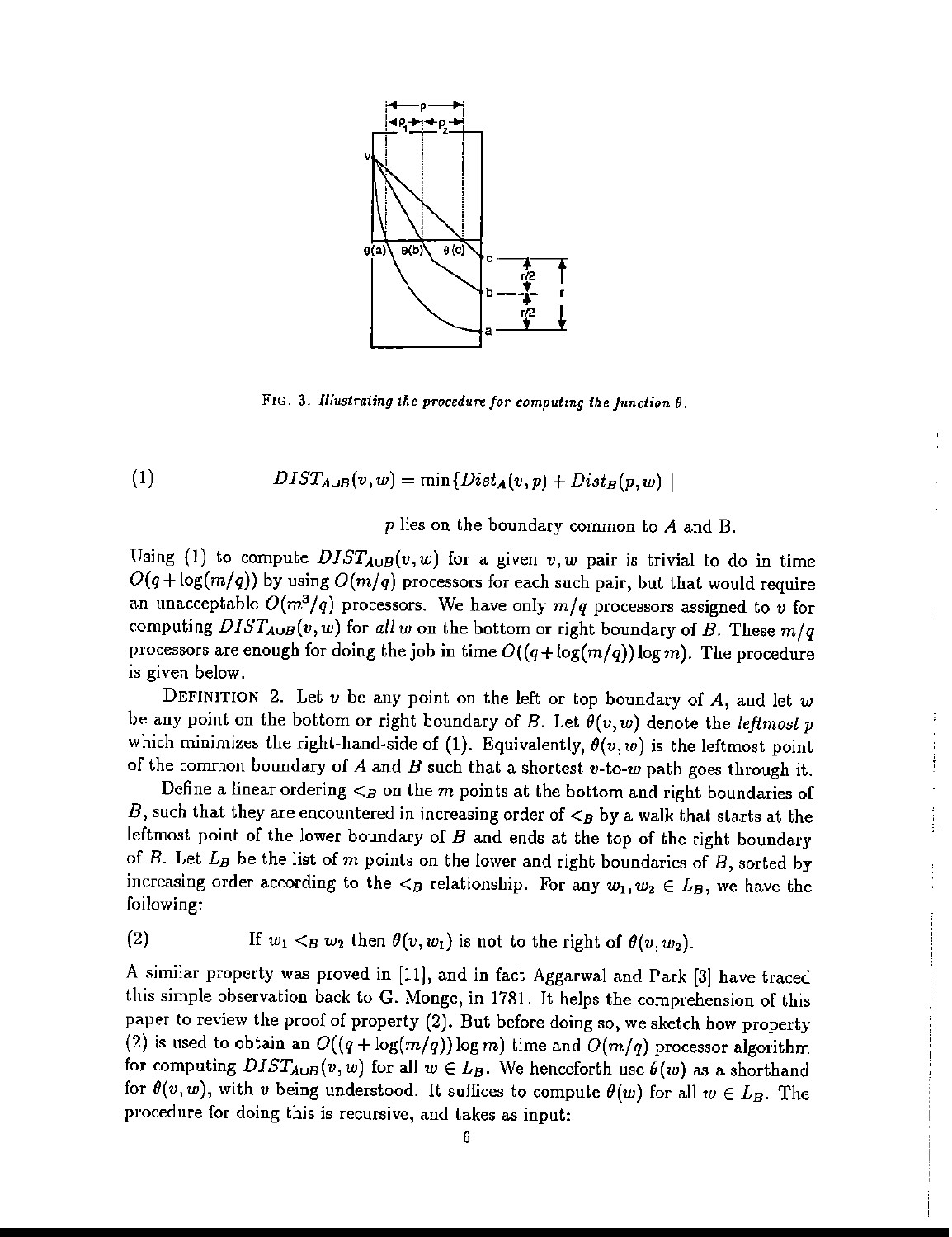FIG. 3. *Illustrating the procedure for computing the function $\theta$.*

$$(1) \qquad DIST_{A\cup B}(v,w) = \min\{Dist_A(v,p) + Dist_B(p,w) \mid$$

$$p \text{ lies on the boundary common to } A \text{ and B}.$$

Using (1) to compute $DIST_{A\cup B}(v,w)$ for a given $v,w$ pair is trivial to do in time $O(q+\log(m/q))$ by using $O(m/q)$ processors for each such pair, but that would require an unacceptable $O(m^3/q)$ processors. We have only $m/q$ processors assigned to $v$ for computing $DIST_{A\cup B}(v,w)$ for *all* $w$ on the bottom or right boundary of $B$. These $m/q$ processors are enough for doing the job in time $O((q+\log(m/q))\log m)$. The procedure is given below.

DEFINITION 2. Let $v$ be any point on the left or top boundary of $A$, and let $w$ be any point on the bottom or right boundary of $B$. Let $\theta(v,w)$ denote the *leftmost* $p$ which minimizes the right-hand-side of (1). Equivalently, $\theta(v,w)$ is the leftmost point of the common boundary of $A$ and $B$ such that a shortest $v$-to-$w$ path goes through it.

Define a linear ordering $<_B$ on the $m$ points at the bottom and right boundaries of $B$, such that they are encountered in increasing order of $<_B$ by a walk that starts at the leftmost point of the lower boundary of $B$ and ends at the top of the right boundary of $B$. Let $L_B$ be the list of $m$ points on the lower and right boundaries of $B$, sorted by increasing order according to the $<_B$ relationship. For any $w_1, w_2 \in L_B$, we have the following:

(2) If $w_1 <_B w_2$ then $\theta(v,w_1)$ is not to the right of $\theta(v,w_2)$.

A similar property was proved in [11], and in fact Aggarwal and Park [3] have traced this simple observation back to G. Monge, in 1781. It helps the comprehension of this paper to review the proof of property (2). But before doing so, we sketch how property (2) is used to obtain an $O((q+\log(m/q))\log m)$ time and $O(m/q)$ processor algorithm for computing $DIST_{A\cup B}(v,w)$ for all $w \in L_B$. We henceforth use $\theta(w)$ as a shorthand for $\theta(v,w)$, with $v$ being understood. It suffices to compute $\theta(w)$ for all $w \in L_B$. The procedure for doing this is recursive, and takes as input: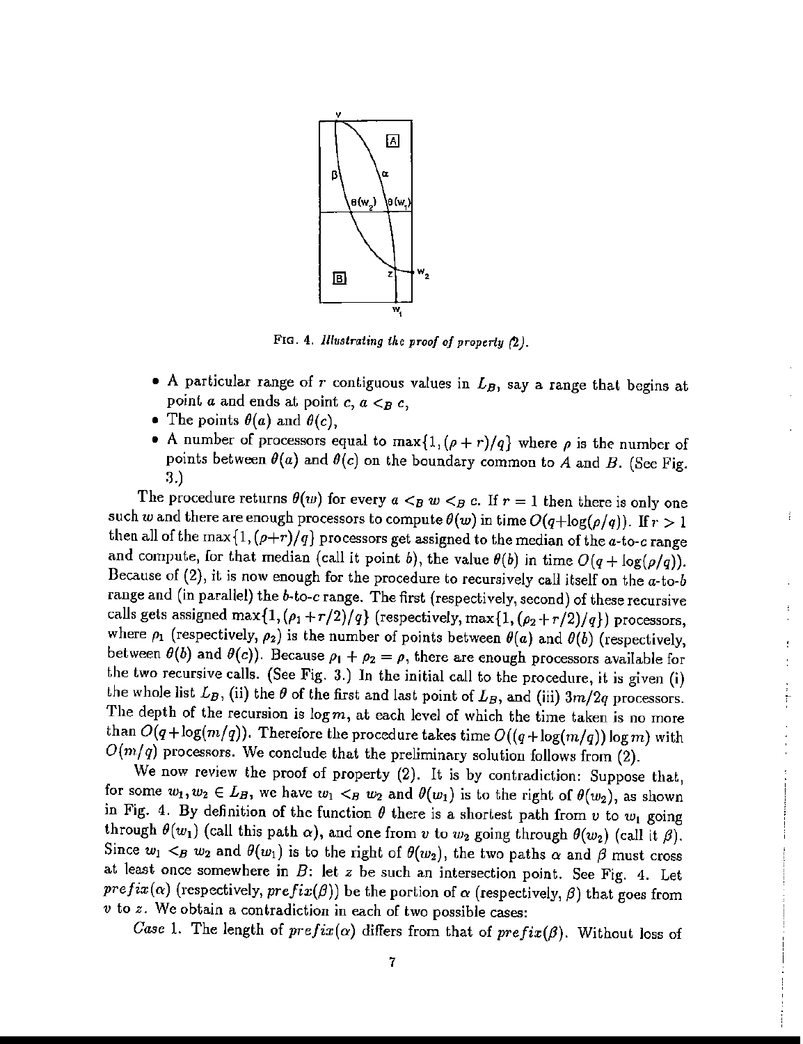FIG. 4. *Illustrating the proof of property (2).*

- A particular range of $r$ contiguous values in $L_B$, say a range that begins at point $a$ and ends at point $c$, $a <_B c$,
- The points $\theta(a)$ and $\theta(c)$,
- A number of processors equal to $\max\{1, (\rho + r)/q\}$ where $\rho$ is the number of points between $\theta(a)$ and $\theta(c)$ on the boundary common to $A$ and $B$. (See Fig. 3.)

The procedure returns $\theta(w)$ for every $a <_B w <_B c$. If $r = 1$ then there is only one such $w$ and there are enough processors to compute $\theta(w)$ in time $O(q+\log(\rho/q))$. If $r > 1$ then all of the $\max\{1, (\rho+r)/q\}$ processors get assigned to the median of the $a$-to-$c$ range and compute, for that median (call it point $b$), the value $\theta(b)$ in time $O(q + \log(\rho/q))$. Because of (2), it is now enough for the procedure to recursively call itself on the $a$-to-$b$ range and (in parallel) the $b$-to-$c$ range. The first (respectively, second) of these recursive calls gets assigned $\max\{1, (\rho_1 + r/2)/q\}$ (respectively, $\max\{1, (\rho_2 + r/2)/q\}$) processors, where $\rho_1$ (respectively, $\rho_2$) is the number of points between $\theta(a)$ and $\theta(b)$ (respectively, between $\theta(b)$ and $\theta(c)$). Because $\rho_1 + \rho_2 = \rho$, there are enough processors available for the two recursive calls. (See Fig. 3.) In the initial call to the procedure, it is given (i) the whole list $L_B$, (ii) the $\theta$ of the first and last point of $L_B$, and (iii) $3m/2q$ processors. The depth of the recursion is $\log m$, at each level of which the time taken is no more than $O(q+\log(m/q))$. Therefore the procedure takes time $O((q+\log(m/q))\log m)$ with $O(m/q)$ processors. We conclude that the preliminary solution follows from (2).

We now review the proof of property (2). It is by contradiction: Suppose that, for some $w_1, w_2 \in L_B$, we have $w_1 <_B w_2$ and $\theta(w_1)$ is to the right of $\theta(w_2)$, as shown in Fig. 4. By definition of the function $\theta$ there is a shortest path from $v$ to $w_1$ going through $\theta(w_1)$ (call this path $\alpha$), and one from $v$ to $w_2$ going through $\theta(w_2)$ (call it $\beta$). Since $w_1 <_B w_2$ and $\theta(w_1)$ is to the right of $\theta(w_2)$, the two paths $\alpha$ and $\beta$ must cross at least once somewhere in $B$: let $z$ be such an intersection point. See Fig. 4. Let $prefix(\alpha)$ (respectively, $prefix(\beta)$) be the portion of $\alpha$ (respectively, $\beta$) that goes from $v$ to $z$. We obtain a contradiction in each of two possible cases:

*Case* 1. The length of $prefix(\alpha)$ differs from that of $prefix(\beta)$. Without loss of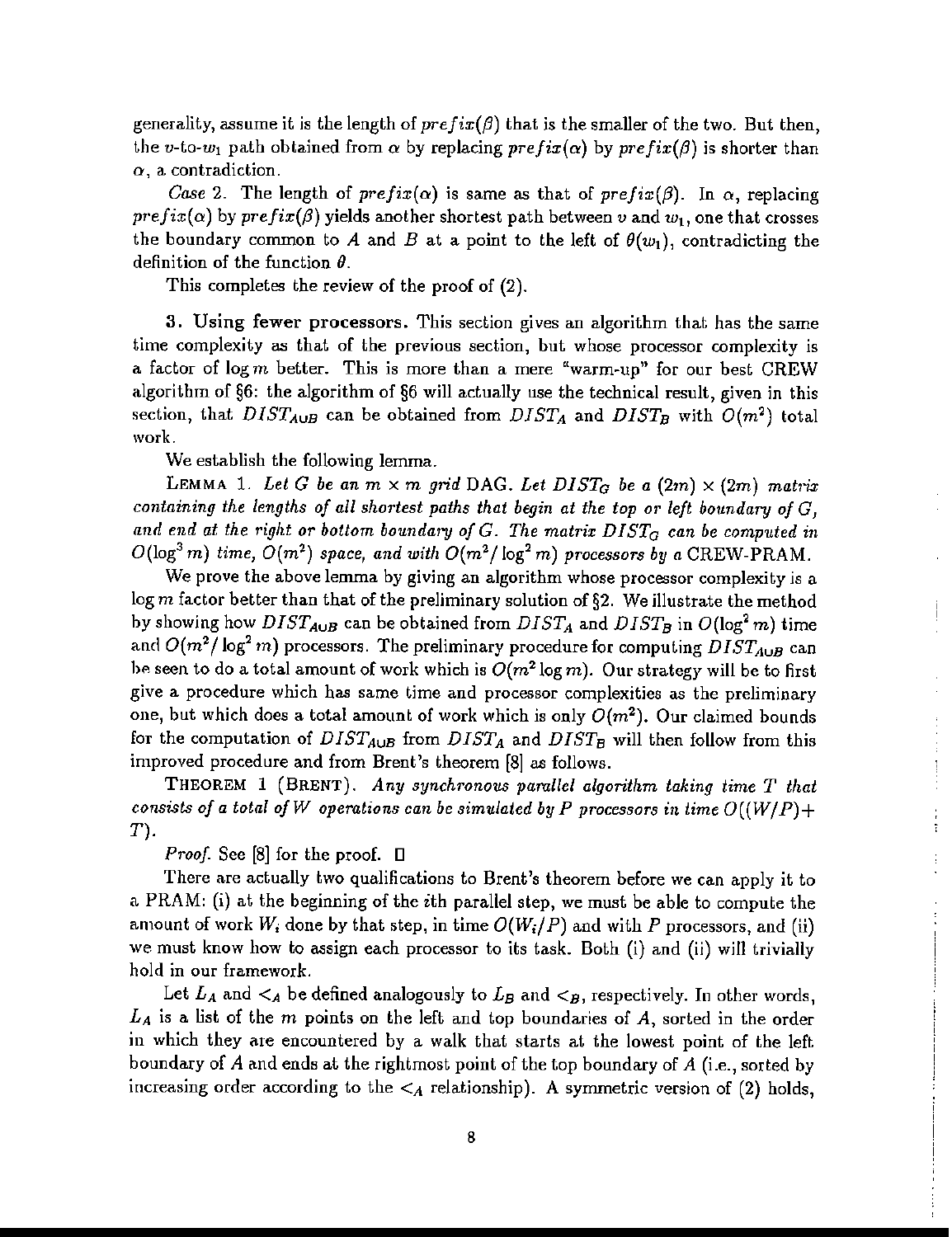generality, assume it is the length of $prefix(\beta)$ that is the smaller of the two. But then, the $v$-to-$w_1$ path obtained from $\alpha$ by replacing $prefix(\alpha)$ by $prefix(\beta)$ is shorter than $\alpha$, a contradiction.

*Case* 2. The length of $prefix(\alpha)$ is same as that of $prefix(\beta)$. In $\alpha$, replacing $prefix(\alpha)$ by $prefix(\beta)$ yields another shortest path between $v$ and $w_1$, one that crosses the boundary common to $A$ and $B$ at a point to the left of $\theta(w_1)$, contradicting the definition of the function $\theta$.

This completes the review of the proof of (2).

**3. Using fewer processors.** This section gives an algorithm that has the same time complexity as that of the previous section, but whose processor complexity is a factor of $\log m$ better. This is more than a mere "warm-up" for our best CREW algorithm of §6: the algorithm of §6 will actually use the technical result, given in this section, that $DIST_{A \cup B}$ can be obtained from $DIST_A$ and $DIST_B$ with $O(m^2)$ total work.

We establish the following lemma.

LEMMA 1. *Let $G$ be an $m \times m$ grid* DAG. *Let $DIST_G$ be a $(2m) \times (2m)$ matrix containing the lengths of all shortest paths that begin at the top or left boundary of $G$, and end at the right or bottom boundary of $G$. The matrix $DIST_G$ can be computed in $O(\log^3 m)$ time, $O(m^2)$ space, and with $O(m^2/\log^2 m)$ processors by a* CREW-PRAM.

We prove the above lemma by giving an algorithm whose processor complexity is a $\log m$ factor better than that of the preliminary solution of §2. We illustrate the method by showing how $DIST_{A \cup B}$ can be obtained from $DIST_A$ and $DIST_B$ in $O(\log^2 m)$ time and $O(m^2/\log^2 m)$ processors. The preliminary procedure for computing $DIST_{A \cup B}$ can be seen to do a total amount of work which is $O(m^2 \log m)$. Our strategy will be to first give a procedure which has same time and processor complexities as the preliminary one, but which does a total amount of work which is only $O(m^2)$. Our claimed bounds for the computation of $DIST_{A \cup B}$ from $DIST_A$ and $DIST_B$ will then follow from this improved procedure and from Brent's theorem [8] as follows.

THEOREM 1 (BRENT). *Any synchronous parallel algorithm taking time $T$ that consists of a total of $W$ operations can be simulated by $P$ processors in time $O((W/P) + T)$.*

*Proof.* See [8] for the proof. □

There are actually two qualifications to Brent's theorem before we can apply it to a PRAM: (i) at the beginning of the $i$th parallel step, we must be able to compute the amount of work $W_i$ done by that step, in time $O(W_i/P)$ and with $P$ processors, and (ii) we must know how to assign each processor to its task. Both (i) and (ii) will trivially hold in our framework.

Let $L_A$ and $<_A$ be defined analogously to $L_B$ and $<_B$, respectively. In other words, $L_A$ is a list of the $m$ points on the left and top boundaries of $A$, sorted in the order in which they are encountered by a walk that starts at the lowest point of the left boundary of $A$ and ends at the rightmost point of the top boundary of $A$ (i.e., sorted by increasing order according to the $<_A$ relationship). A symmetric version of (2) holds,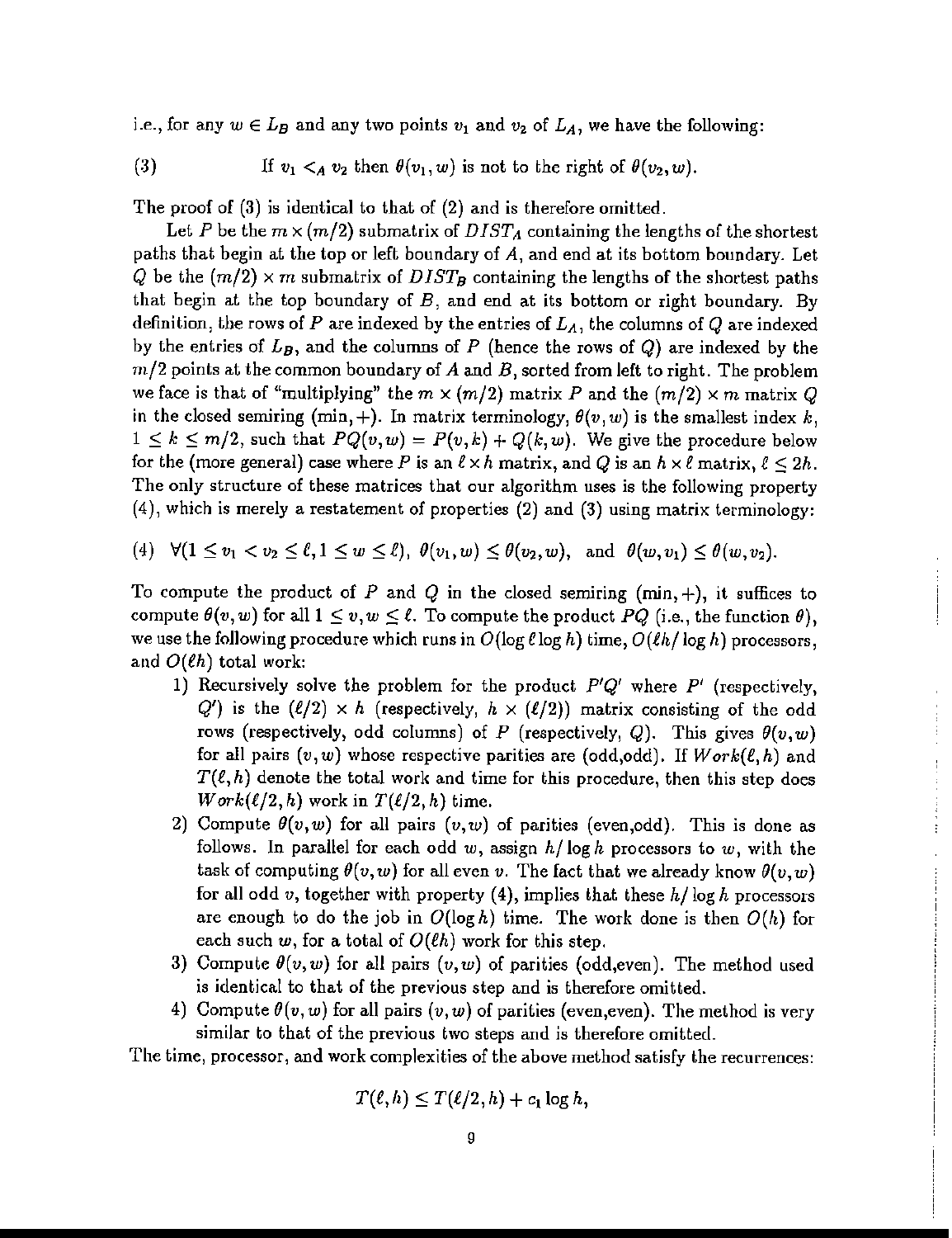i.e., for any $w \in L_B$ and any two points $v_1$ and $v_2$ of $L_A$, we have the following:

$$\text{(3)} \qquad \text{If } v_1 <_A v_2 \text{ then } \theta(v_1, w) \text{ is not to the right of } \theta(v_2, w).$$

The proof of (3) is identical to that of (2) and is therefore omitted.

Let $P$ be the $m \times (m/2)$ submatrix of $DIST_A$ containing the lengths of the shortest paths that begin at the top or left boundary of $A$, and end at its bottom boundary. Let $Q$ be the $(m/2) \times m$ submatrix of $DIST_B$ containing the lengths of the shortest paths that begin at the top boundary of $B$, and end at its bottom or right boundary. By definition, the rows of $P$ are indexed by the entries of $L_A$, the columns of $Q$ are indexed by the entries of $L_B$, and the columns of $P$ (hence the rows of $Q$) are indexed by the $m/2$ points at the common boundary of $A$ and $B$, sorted from left to right. The problem we face is that of "multiplying" the $m \times (m/2)$ matrix $P$ and the $(m/2) \times m$ matrix $Q$ in the closed semiring $(\min, +)$. In matrix terminology, $\theta(v, w)$ is the smallest index $k$, $1 \leq k \leq m/2$, such that $PQ(v, w) = P(v, k) + Q(k, w)$. We give the procedure below for the (more general) case where $P$ is an $\ell \times h$ matrix, and $Q$ is an $h \times \ell$ matrix, $\ell \leq 2h$. The only structure of these matrices that our algorithm uses is the following property (4), which is merely a restatement of properties (2) and (3) using matrix terminology:

$$\text{(4)} \quad \forall (1 \leq v_1 < v_2 \leq \ell, 1 \leq w \leq \ell),\ \theta(v_1, w) \leq \theta(v_2, w), \ \text{ and } \ \theta(w, v_1) \leq \theta(w, v_2).$$

To compute the product of $P$ and $Q$ in the closed semiring $(\min, +)$, it suffices to compute $\theta(v, w)$ for all $1 \leq v, w \leq \ell$. To compute the product $PQ$ (i.e., the function $\theta$), we use the following procedure which runs in $O(\log \ell \log h)$ time, $O(\ell h / \log h)$ processors, and $O(\ell h)$ total work:

1) Recursively solve the problem for the product $P'Q'$ where $P'$ (respectively, $Q'$) is the $(\ell/2) \times h$ (respectively, $h \times (\ell/2)$) matrix consisting of the odd rows (respectively, odd columns) of $P$ (respectively, $Q$). This gives $\theta(v, w)$ for all pairs $(v, w)$ whose respective parities are (odd,odd). If $Work(\ell, h)$ and $T(\ell, h)$ denote the total work and time for this procedure, then this step does $Work(\ell/2, h)$ work in $T(\ell/2, h)$ time.
2) Compute $\theta(v, w)$ for all pairs $(v, w)$ of parities (even,odd). This is done as follows. In parallel for each odd $w$, assign $h/\log h$ processors to $w$, with the task of computing $\theta(v, w)$ for all even $v$. The fact that we already know $\theta(v, w)$ for all odd $v$, together with property (4), implies that these $h/\log h$ processors are enough to do the job in $O(\log h)$ time. The work done is then $O(h)$ for each such $w$, for a total of $O(\ell h)$ work for this step.
3) Compute $\theta(v, w)$ for all pairs $(v, w)$ of parities (odd,even). The method used is identical to that of the previous step and is therefore omitted.
4) Compute $\theta(v, w)$ for all pairs $(v, w)$ of parities (even,even). The method is very similar to that of the previous two steps and is therefore omitted.

The time, processor, and work complexities of the above method satisfy the recurrences:

$$T(\ell, h) \leq T(\ell/2, h) + c_1 \log h,$$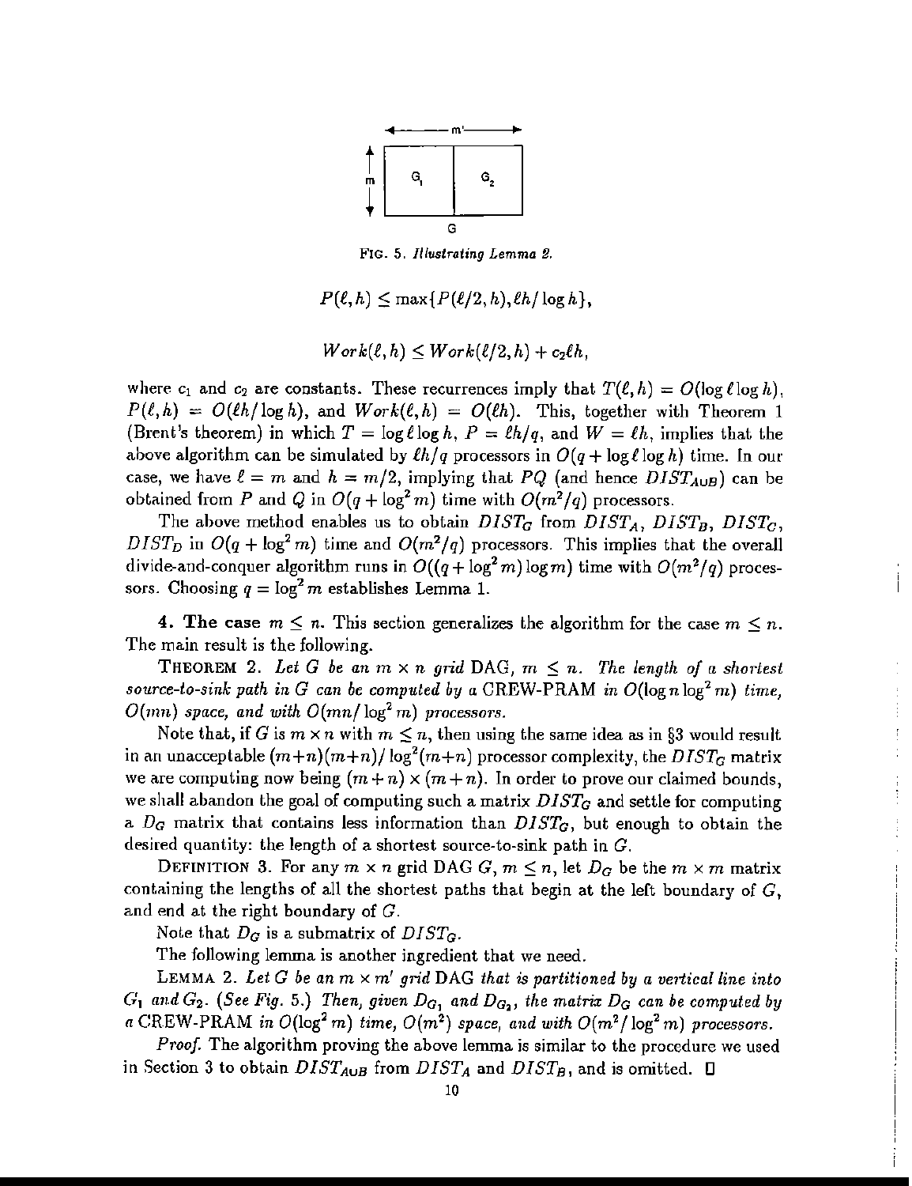FIG. 5. *Illustrating Lemma 2.*

$$P(\ell, h) \leq \max\{P(\ell/2, h), \ell h/\log h\},$$

$$Work(\ell, h) \leq Work(\ell/2, h) + c_2 \ell h,$$

where $c_1$ and $c_2$ are constants. These recurrences imply that $T(\ell, h) = O(\log \ell \log h)$, $P(\ell, h) = O(\ell h/\log h)$, and $Work(\ell, h) = O(\ell h)$. This, together with Theorem 1 (Brent's theorem) in which $T = \log \ell \log h$, $P = \ell h/q$, and $W = \ell h$, implies that the above algorithm can be simulated by $\ell h/q$ processors in $O(q + \log \ell \log h)$ time. In our case, we have $\ell = m$ and $h = m/2$, implying that $PQ$ (and hence $DIST_{A \cup B}$) can be obtained from $P$ and $Q$ in $O(q + \log^2 m)$ time with $O(m^2/q)$ processors.

The above method enables us to obtain $DIST_G$ from $DIST_A$, $DIST_B$, $DIST_C$, $DIST_D$ in $O(q + \log^2 m)$ time and $O(m^2/q)$ processors. This implies that the overall divide-and-conquer algorithm runs in $O((q + \log^2 m)\log m)$ time with $O(m^2/q)$ processors. Choosing $q = \log^2 m$ establishes Lemma 1.

## 4. The case $m \leq n$.

This section generalizes the algorithm for the case $m \leq n$. The main result is the following.

**THEOREM 2.** *Let $G$ be an $m \times n$ grid* DAG*, $m \leq n$. The length of a shortest source-to-sink path in $G$ can be computed by a* CREW-PRAM *in $O(\log n \log^2 m)$ time, $O(mn)$ space, and with $O(mn/\log^2 m)$ processors.*

Note that, if $G$ is $m \times n$ with $m \leq n$, then using the same idea as in §3 would result in an unacceptable $(m+n)(m+n)/\log^2(m+n)$ processor complexity, the $DIST_G$ matrix we are computing now being $(m+n) \times (m+n)$. In order to prove our claimed bounds, we shall abandon the goal of computing such a matrix $DIST_G$ and settle for computing a $D_G$ matrix that contains less information than $DIST_G$, but enough to obtain the desired quantity: the length of a shortest source-to-sink path in $G$.

**DEFINITION 3.** For any $m \times n$ grid DAG $G$, $m \leq n$, let $D_G$ be the $m \times m$ matrix containing the lengths of all the shortest paths that begin at the left boundary of $G$, and end at the right boundary of $G$.

Note that $D_G$ is a submatrix of $DIST_G$.

The following lemma is another ingredient that we need.

**LEMMA 2.** *Let $G$ be an $m \times m'$ grid* DAG *that is partitioned by a vertical line into $G_1$ and $G_2$. (See Fig. 5.) Then, given $D_{G_1}$ and $D_{G_2}$, the matrix $D_G$ can be computed by a* CREW-PRAM *in $O(\log^2 m)$ time, $O(m^2)$ space, and with $O(m^2/\log^2 m)$ processors.*

*Proof.* The algorithm proving the above lemma is similar to the procedure we used in Section 3 to obtain $DIST_{A \cup B}$ from $DIST_A$ and $DIST_B$, and is omitted. □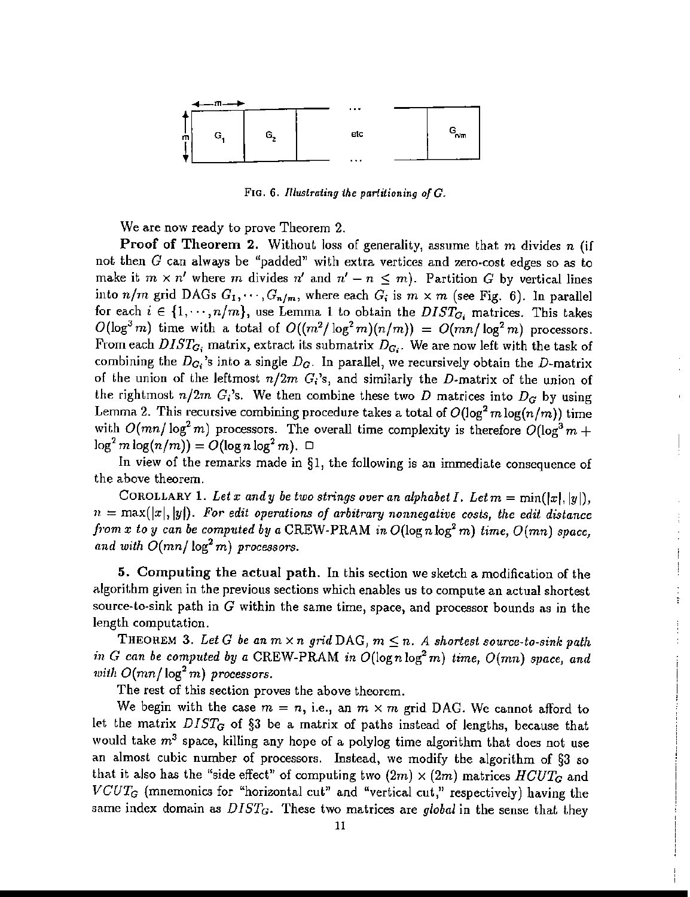FIG. 6. *Illustrating the partitioning of G.*

We are now ready to prove Theorem 2.

**Proof of Theorem 2.** Without loss of generality, assume that $m$ divides $n$ (if not then $G$ can always be "padded" with extra vertices and zero-cost edges so as to make it $m \times n'$ where $m$ divides $n'$ and $n' - n \leq m$). Partition $G$ by vertical lines into $n/m$ grid DAGs $G_1, \cdots, G_{n/m}$, where each $G_i$ is $m \times m$ (see Fig. 6). In parallel for each $i \in \{1, \cdots, n/m\}$, use Lemma 1 to obtain the $DIST_{G_i}$ matrices. This takes $O(\log^3 m)$ time with a total of $O((m^2/\log^2 m)(n/m)) = O(mn/\log^2 m)$ processors. From each $DIST_{G_i}$ matrix, extract its submatrix $D_{G_i}$. We are now left with the task of combining the $D_{G_i}$'s into a single $D_G$. In parallel, we recursively obtain the $D$-matrix of the union of the leftmost $n/2m$ $G_i$'s, and similarly the $D$-matrix of the union of the rightmost $n/2m$ $G_i$'s. We then combine these two $D$ matrices into $D_G$ by using Lemma 2. This recursive combining procedure takes a total of $O(\log^2 m \log(n/m))$ time with $O(mn/\log^2 m)$ processors. The overall time complexity is therefore $O(\log^3 m + \log^2 m \log(n/m)) = O(\log n \log^2 m)$. □

In view of the remarks made in §1, the following is an immediate consequence of the above theorem.

COROLLARY 1. *Let $x$ and $y$ be two strings over an alphabet $I$. Let $m = \min(|x|, |y|)$, $n = \max(|x|, |y|)$. For edit operations of arbitrary nonnegative costs, the edit distance from $x$ to $y$ can be computed by a* CREW-PRAM *in $O(\log n \log^2 m)$ time, $O(mn)$ space, and with $O(mn/\log^2 m)$ processors.*

## 5. Computing the actual path.

In this section we sketch a modification of the algorithm given in the previous sections which enables us to compute an actual shortest source-to-sink path in $G$ within the same time, space, and processor bounds as in the length computation.

THEOREM 3. *Let $G$ be an $m \times n$ grid* DAG, *$m \leq n$. A shortest source-to-sink path in $G$ can be computed by a* CREW-PRAM *in $O(\log n \log^2 m)$ time, $O(mn)$ space, and with $O(mn/\log^2 m)$ processors.*

The rest of this section proves the above theorem.

We begin with the case $m = n$, i.e., an $m \times m$ grid DAG. We cannot afford to let the matrix $DIST_G$ of §3 be a matrix of paths instead of lengths, because that would take $m^3$ space, killing any hope of a polylog time algorithm that does not use an almost cubic number of processors. Instead, we modify the algorithm of §3 so that it also has the "side effect" of computing two $(2m) \times (2m)$ matrices $HCUT_G$ and $VCUT_G$ (mnemonics for "horizontal cut" and "vertical cut," respectively) having the same index domain as $DIST_G$. These two matrices are *global* in the sense that they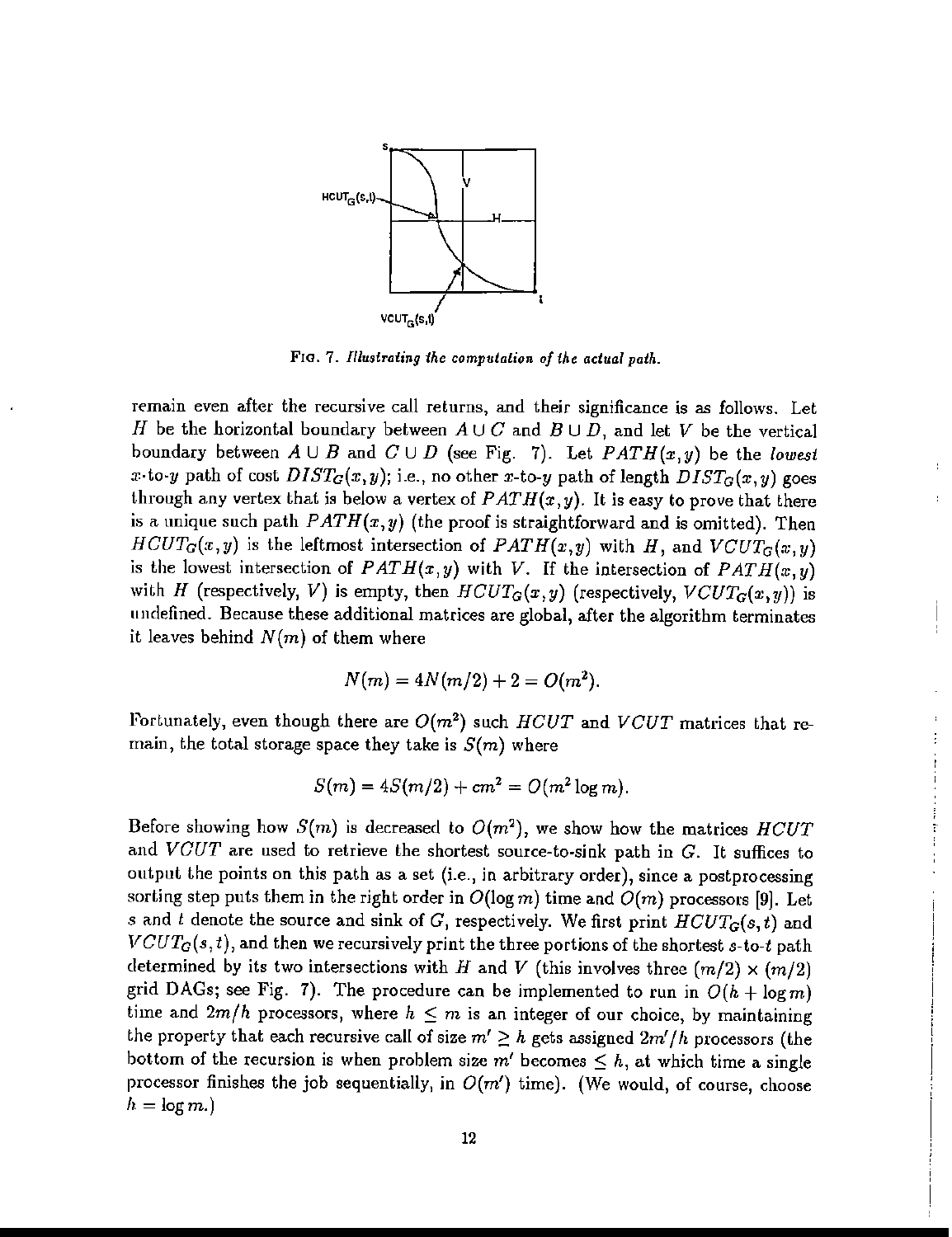FIG. 7. *Illustrating the computation of the actual path.*

remain even after the recursive call returns, and their significance is as follows. Let $H$ be the horizontal boundary between $A \cup C$ and $B \cup D$, and let $V$ be the vertical boundary between $A \cup B$ and $C \cup D$ (see Fig. 7). Let $PATH(x, y)$ be the *lowest* $x$-to-$y$ path of cost $DIST_G(x, y)$; i.e., no other $x$-to-$y$ path of length $DIST_G(x, y)$ goes through any vertex that is below a vertex of $PATH(x, y)$. It is easy to prove that there is a unique such path $PATH(x, y)$ (the proof is straightforward and is omitted). Then $HCUT_G(x, y)$ is the leftmost intersection of $PATH(x, y)$ with $H$, and $VCUT_G(x, y)$ is the lowest intersection of $PATH(x, y)$ with $V$. If the intersection of $PATH(x, y)$ with $H$ (respectively, $V$) is empty, then $HCUT_G(x, y)$ (respectively, $VCUT_G(x, y)$) is undefined. Because these additional matrices are global, after the algorithm terminates it leaves behind $N(m)$ of them where

$$N(m) = 4N(m/2) + 2 = O(m^2).$$

Fortunately, even though there are $O(m^2)$ such $HCUT$ and $VCUT$ matrices that remain, the total storage space they take is $S(m)$ where

$$S(m) = 4S(m/2) + cm^2 = O(m^2 \log m).$$

Before showing how $S(m)$ is decreased to $O(m^2)$, we show how the matrices $HCUT$ and $VCUT$ are used to retrieve the shortest source-to-sink path in $G$. It suffices to output the points on this path as a set (i.e., in arbitrary order), since a postprocessing sorting step puts them in the right order in $O(\log m)$ time and $O(m)$ processors [9]. Let $s$ and $t$ denote the source and sink of $G$, respectively. We first print $HCUT_G(s, t)$ and $VCUT_G(s, t)$, and then we recursively print the three portions of the shortest $s$-to-$t$ path determined by its two intersections with $H$ and $V$ (this involves three $(m/2) \times (m/2)$ grid DAGs; see Fig. 7). The procedure can be implemented to run in $O(h + \log m)$ time and $2m/h$ processors, where $h \leq m$ is an integer of our choice, by maintaining the property that each recursive call of size $m' \geq h$ gets assigned $2m'/h$ processors (the bottom of the recursion is when problem size $m'$ becomes $\leq h$, at which time a single processor finishes the job sequentially, in $O(m')$ time). (We would, of course, choose $h = \log m$.)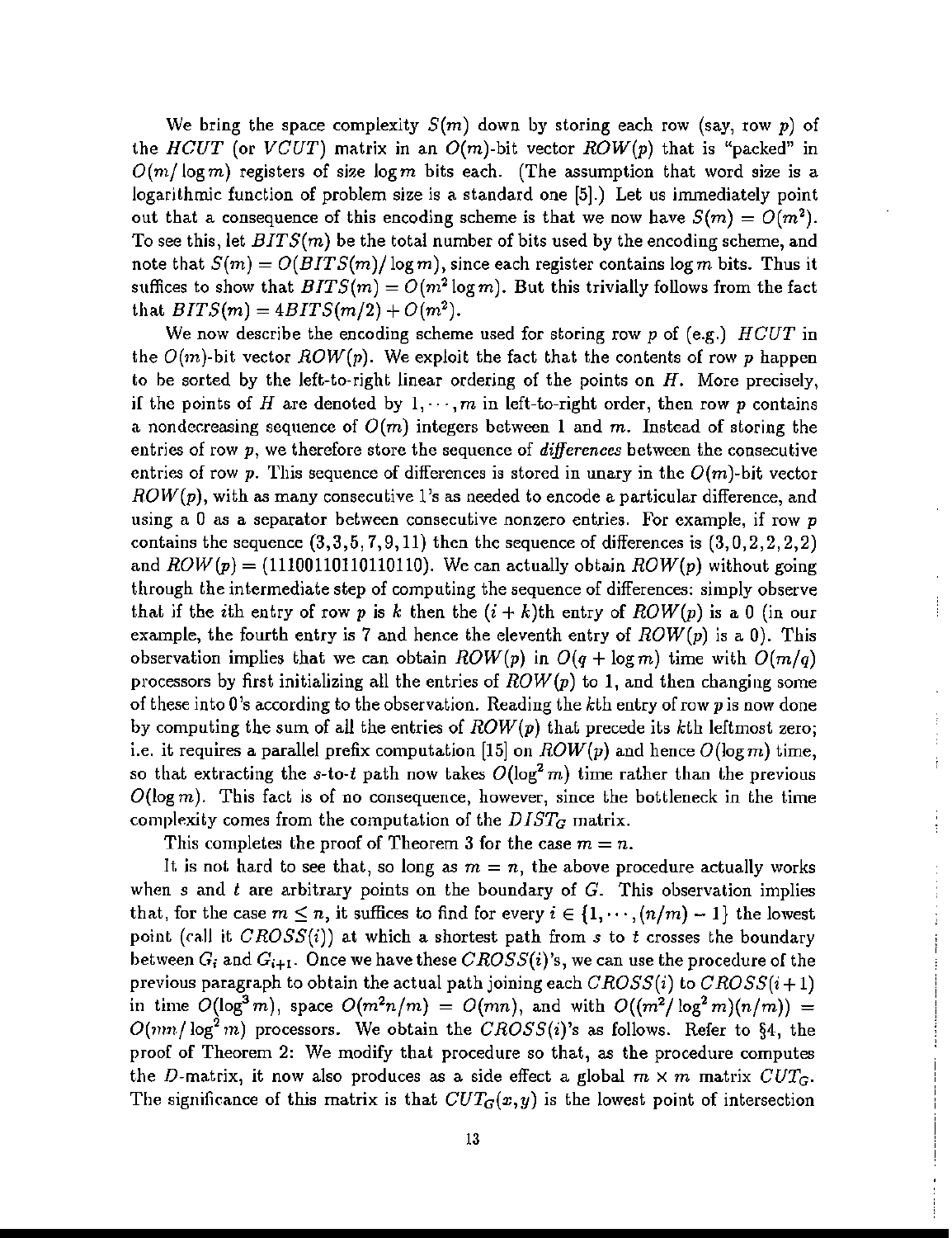We bring the space complexity $S(m)$ down by storing each row (say, row $p$) of the $HCUT$ (or $VCUT$) matrix in an $O(m)$-bit vector $ROW(p)$ that is "packed" in $O(m/\log m)$ registers of size $\log m$ bits each. (The assumption that word size is a logarithmic function of problem size is a standard one [5].) Let us immediately point out that a consequence of this encoding scheme is that we now have $S(m) = O(m^2)$. To see this, let $BITS(m)$ be the total number of bits used by the encoding scheme, and note that $S(m) = O(BITS(m)/\log m)$, since each register contains $\log m$ bits. Thus it suffices to show that $BITS(m) = O(m^2 \log m)$. But this trivially follows from the fact that $BITS(m) = 4BITS(m/2) + O(m^2)$.

We now describe the encoding scheme used for storing row $p$ of (e.g.) $HCUT$ in the $O(m)$-bit vector $ROW(p)$. We exploit the fact that the contents of row $p$ happen to be sorted by the left-to-right linear ordering of the points on $H$. More precisely, if the points of $H$ are denoted by $1, \cdots, m$ in left-to-right order, then row $p$ contains a nondecreasing sequence of $O(m)$ integers between 1 and $m$. Instead of storing the entries of row $p$, we therefore store the sequence of *differences* between the consecutive entries of row $p$. This sequence of differences is stored in unary in the $O(m)$-bit vector $ROW(p)$, with as many consecutive 1's as needed to encode a particular difference, and using a 0 as a separator between consecutive nonzero entries. For example, if row $p$ contains the sequence $(3,3,5,7,9,11)$ then the sequence of differences is $(3,0,2,2,2,2)$ and $ROW(p) = (11100110110110110)$. We can actually obtain $ROW(p)$ without going through the intermediate step of computing the sequence of differences: simply observe that if the $i$th entry of row $p$ is $k$ then the $(i+k)$th entry of $ROW(p)$ is a 0 (in our example, the fourth entry is 7 and hence the eleventh entry of $ROW(p)$ is a 0). This observation implies that we can obtain $ROW(p)$ in $O(q + \log m)$ time with $O(m/q)$ processors by first initializing all the entries of $ROW(p)$ to 1, and then changing some of these into 0's according to the observation. Reading the $k$th entry of row $p$ is now done by computing the sum of all the entries of $ROW(p)$ that precede its $k$th leftmost zero; i.e. it requires a parallel prefix computation [15] on $ROW(p)$ and hence $O(\log m)$ time, so that extracting the $s$-to-$t$ path now takes $O(\log^2 m)$ time rather than the previous $O(\log m)$. This fact is of no consequence, however, since the bottleneck in the time complexity comes from the computation of the $DIST_G$ matrix.

This completes the proof of Theorem 3 for the case $m = n$.

It is not hard to see that, so long as $m = n$, the above procedure actually works when $s$ and $t$ are arbitrary points on the boundary of $G$. This observation implies that, for the case $m \leq n$, it suffices to find for every $i \in \{1, \cdots, (n/m) - 1\}$ the lowest point (call it $CROSS(i)$) at which a shortest path from $s$ to $t$ crosses the boundary between $G_i$ and $G_{i+1}$. Once we have these $CROSS(i)$'s, we can use the procedure of the previous paragraph to obtain the actual path joining each $CROSS(i)$ to $CROSS(i+1)$ in time $O(\log^3 m)$, space $O(m^2 n/m) = O(mn)$, and with $O((m^2/\log^2 m)(n/m)) = O(nm/\log^2 m)$ processors. We obtain the $CROSS(i)$'s as follows. Refer to §4, the proof of Theorem 2: We modify that procedure so that, as the procedure computes the $D$-matrix, it now also produces as a side effect a global $m \times m$ matrix $CUT_G$. The significance of this matrix is that $CUT_G(x, y)$ is the lowest point of intersection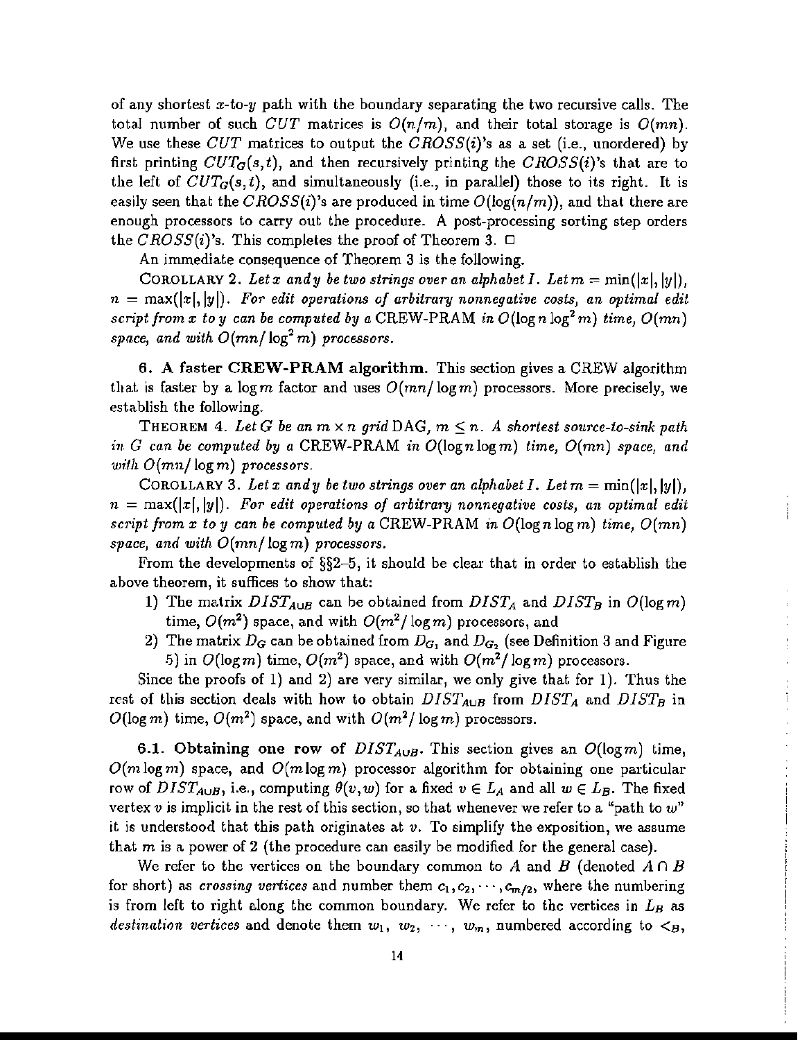of any shortest $x$-to-$y$ path with the boundary separating the two recursive calls. The total number of such $CUT$ matrices is $O(n/m)$, and their total storage is $O(mn)$. We use these $CUT$ matrices to output the $CROSS(i)$'s as a set (i.e., unordered) by first printing $CUT_G(s,t)$, and then recursively printing the $CROSS(i)$'s that are to the left of $CUT_G(s,t)$, and simultaneously (i.e., in parallel) those to its right. It is easily seen that the $CROSS(i)$'s are produced in time $O(\log(n/m))$, and that there are enough processors to carry out the procedure. A post-processing sorting step orders the $CROSS(i)$'s. This completes the proof of Theorem 3. □

An immediate consequence of Theorem 3 is the following.

COROLLARY 2. *Let $x$ and $y$ be two strings over an alphabet $I$. Let $m = \min(|x|, |y|)$, $n = \max(|x|, |y|)$. For edit operations of arbitrary nonnegative costs, an optimal edit script from $x$ to $y$ can be computed by a* CREW-PRAM *in $O(\log n \log^2 m)$ time, $O(mn)$ space, and with $O(mn/\log^2 m)$ processors.*

**6. A faster CREW-PRAM algorithm.** This section gives a CREW algorithm that is faster by a $\log m$ factor and uses $O(mn/\log m)$ processors. More precisely, we establish the following.

THEOREM 4. *Let $G$ be an $m \times n$ grid* DAG*, $m \leq n$. A shortest source-to-sink path in $G$ can be computed by a* CREW-PRAM *in $O(\log n \log m)$ time, $O(mn)$ space, and with $O(mn/\log m)$ processors.*

COROLLARY 3. *Let $x$ and $y$ be two strings over an alphabet $I$. Let $m = \min(|x|, |y|)$, $n = \max(|x|, |y|)$. For edit operations of arbitrary nonnegative costs, an optimal edit script from $x$ to $y$ can be computed by a* CREW-PRAM *in $O(\log n \log m)$ time, $O(mn)$ space, and with $O(mn/\log m)$ processors.*

From the developments of §§2–5, it should be clear that in order to establish the above theorem, it suffices to show that:

1) The matrix $DIST_{A \cup B}$ can be obtained from $DIST_A$ and $DIST_B$ in $O(\log m)$ time, $O(m^2)$ space, and with $O(m^2/\log m)$ processors, and
2) The matrix $D_G$ can be obtained from $D_{G_1}$ and $D_{G_2}$ (see Definition 3 and Figure 5) in $O(\log m)$ time, $O(m^2)$ space, and with $O(m^2/\log m)$ processors.

Since the proofs of 1) and 2) are very similar, we only give that for 1). Thus the rest of this section deals with how to obtain $DIST_{A \cup B}$ from $DIST_A$ and $DIST_B$ in $O(\log m)$ time, $O(m^2)$ space, and with $O(m^2/\log m)$ processors.

**6.1. Obtaining one row of $DIST_{A \cup B}$.** This section gives an $O(\log m)$ time, $O(m \log m)$ space, and $O(m \log m)$ processor algorithm for obtaining one particular row of $DIST_{A \cup B}$, i.e., computing $\theta(v, w)$ for a fixed $v \in L_A$ and all $w \in L_B$. The fixed vertex $v$ is implicit in the rest of this section, so that whenever we refer to a "path to $w$" it is understood that this path originates at $v$. To simplify the exposition, we assume that $m$ is a power of 2 (the procedure can easily be modified for the general case).

We refer to the vertices on the boundary common to $A$ and $B$ (denoted $A \cap B$ for short) as *crossing vertices* and number them $c_1, c_2, \cdots, c_{m/2}$, where the numbering is from left to right along the common boundary. We refer to the vertices in $L_B$ as *destination vertices* and denote them $w_1, w_2, \cdots, w_m$, numbered according to $<_B$,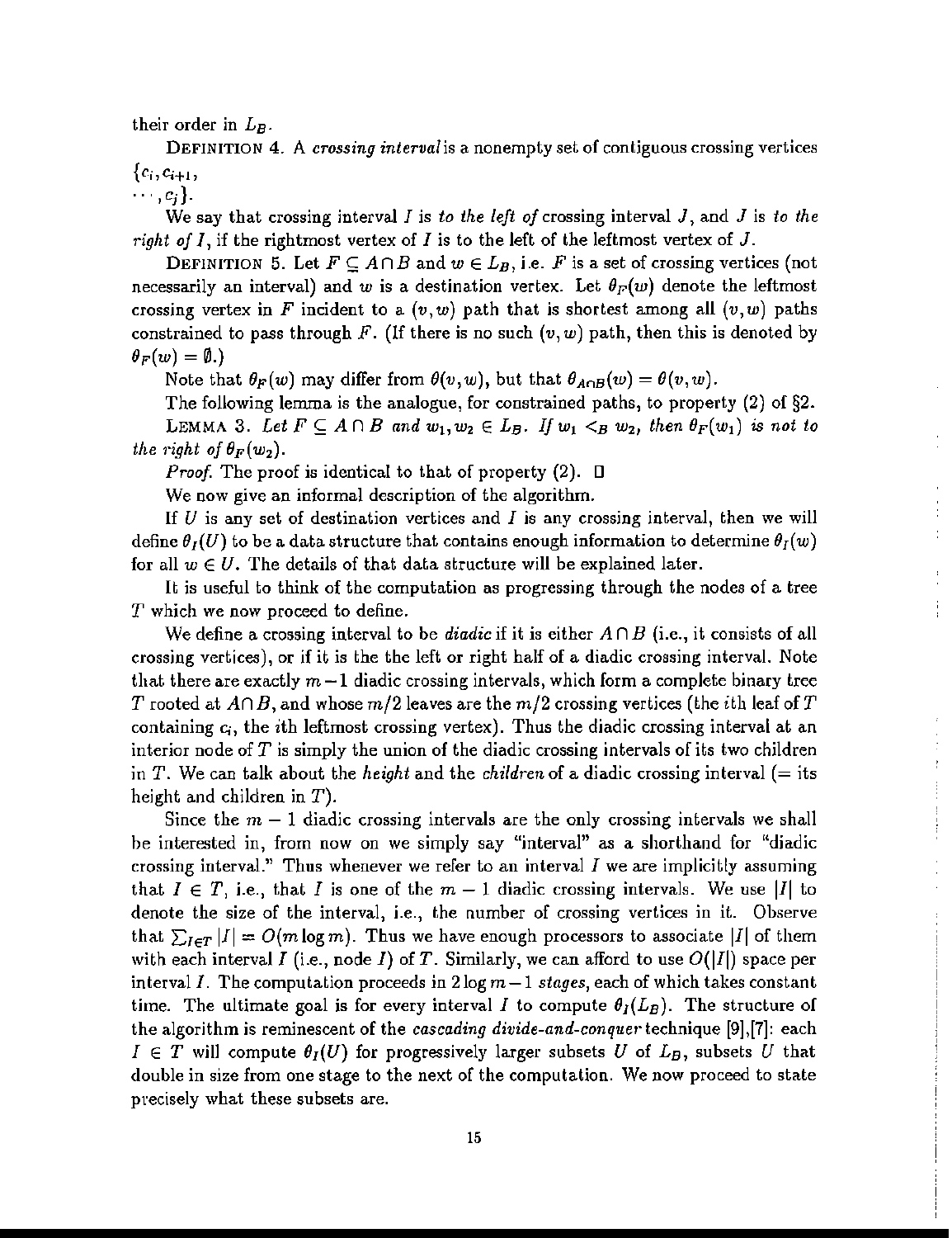their order in $L_B$.

DEFINITION 4. A *crossing interval* is a nonempty set of contiguous crossing vertices $\{c_i, c_{i+1}, \cdots, c_j\}$.

We say that crossing interval $I$ is *to the left of* crossing interval $J$, and $J$ is *to the right of* $I$, if the rightmost vertex of $I$ is to the left of the leftmost vertex of $J$.

DEFINITION 5. Let $F \subseteq A \cap B$ and $w \in L_B$, i.e. $F$ is a set of crossing vertices (not necessarily an interval) and $w$ is a destination vertex. Let $\theta_F(w)$ denote the leftmost crossing vertex in $F$ incident to a $(v, w)$ path that is shortest among all $(v, w)$ paths constrained to pass through $F$. (If there is no such $(v, w)$ path, then this is denoted by $\theta_F(w) = \emptyset$.)

Note that $\theta_F(w)$ may differ from $\theta(v, w)$, but that $\theta_{A \cap B}(w) = \theta(v, w)$.

The following lemma is the analogue, for constrained paths, to property (2) of §2.

LEMMA 3. *Let $F \subseteq A \cap B$ and $w_1, w_2 \in L_B$. If $w_1 <_B w_2$, then $\theta_F(w_1)$ is not to the right of $\theta_F(w_2)$.*

*Proof.* The proof is identical to that of property (2). □

We now give an informal description of the algorithm.

If $U$ is any set of destination vertices and $I$ is any crossing interval, then we will define $\theta_I(U)$ to be a data structure that contains enough information to determine $\theta_I(w)$ for all $w \in U$. The details of that data structure will be explained later.

It is useful to think of the computation as progressing through the nodes of a tree $T$ which we now proceed to define.

We define a crossing interval to be *diadic* if it is either $A \cap B$ (i.e., it consists of all crossing vertices), or if it is the the left or right half of a diadic crossing interval. Note that there are exactly $m - 1$ diadic crossing intervals, which form a complete binary tree $T$ rooted at $A \cap B$, and whose $m/2$ leaves are the $m/2$ crossing vertices (the $i$th leaf of $T$ containing $c_i$, the $i$th leftmost crossing vertex). Thus the diadic crossing interval at an interior node of $T$ is simply the union of the diadic crossing intervals of its two children in $T$. We can talk about the *height* and the *children* of a diadic crossing interval (= its height and children in $T$).

Since the $m - 1$ diadic crossing intervals are the only crossing intervals we shall be interested in, from now on we simply say "interval" as a shorthand for "diadic crossing interval." Thus whenever we refer to an interval $I$ we are implicitly assuming that $I \in T$, i.e., that $I$ is one of the $m - 1$ diadic crossing intervals. We use $|I|$ to denote the size of the interval, i.e., the number of crossing vertices in it. Observe that $\sum_{I \in T} |I| = O(m \log m)$. Thus we have enough processors to associate $|I|$ of them with each interval $I$ (i.e., node $I$) of $T$. Similarly, we can afford to use $O(|I|)$ space per interval $I$. The computation proceeds in $2 \log m - 1$ *stages*, each of which takes constant time. The ultimate goal is for every interval $I$ to compute $\theta_I(L_B)$. The structure of the algorithm is reminescent of the *cascading divide-and-conquer* technique [9],[7]: each $I \in T$ will compute $\theta_I(U)$ for progressively larger subsets $U$ of $L_B$, subsets $U$ that double in size from one stage to the next of the computation. We now proceed to state precisely what these subsets are.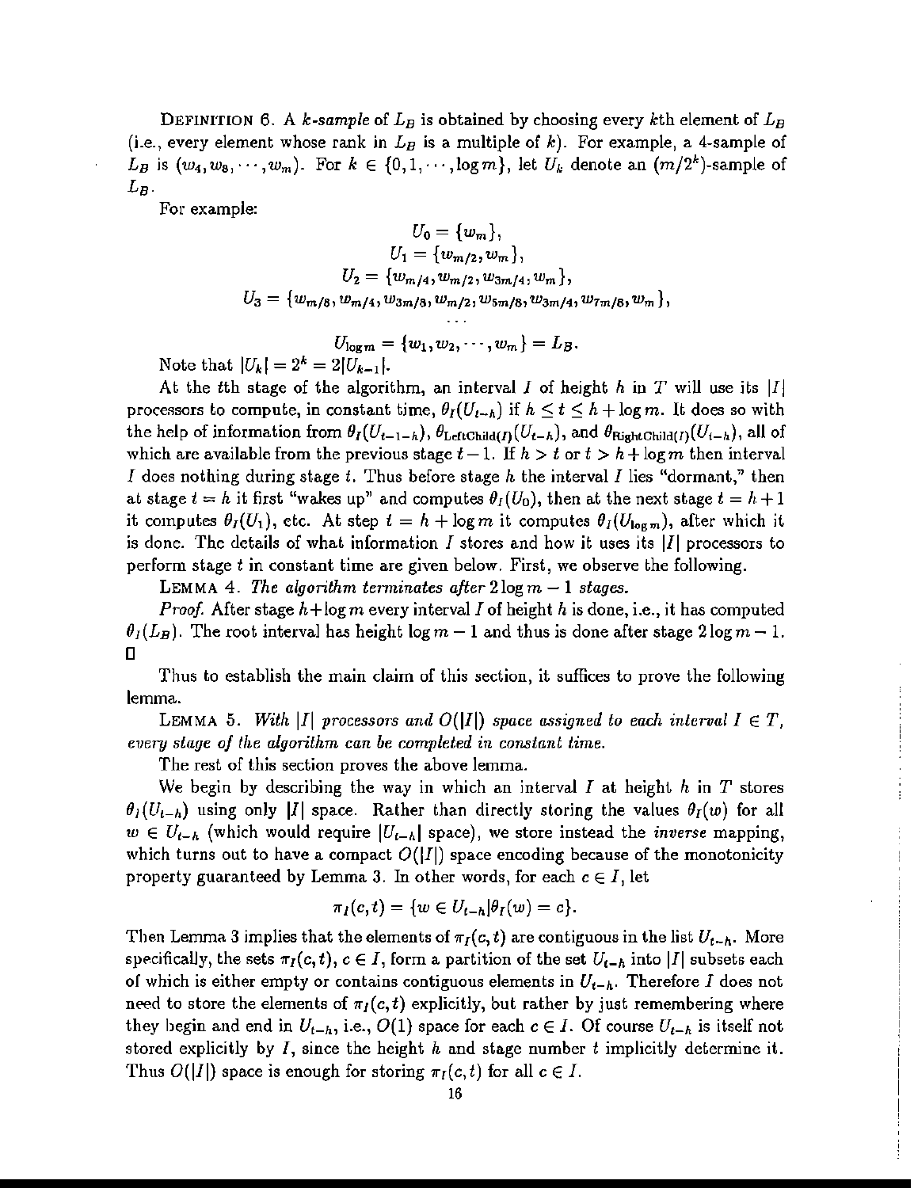**Definition 6.** A *$k$-sample* of $L_B$ is obtained by choosing every $k$th element of $L_B$ (i.e., every element whose rank in $L_B$ is a multiple of $k$). For example, a 4-sample of $L_B$ is $(w_4, w_8, \cdots, w_m)$. For $k \in \{0, 1, \cdots, \log m\}$, let $U_k$ denote an $(m/2^k)$-sample of $L_B$.

For example:

$$U_0 = \{w_m\},$$
$$U_1 = \{w_{m/2}, w_m\},$$
$$U_2 = \{w_{m/4}, w_{m/2}, w_{3m/4}, w_m\},$$
$$U_3 = \{w_{m/8}, w_{m/4}, w_{3m/8}, w_{m/2}, w_{5m/8}, w_{3m/4}, w_{7m/8}, w_m\},$$
$$\cdots$$
$$U_{\log m} = \{w_1, w_2, \cdots, w_m\} = L_B.$$

Note that $|U_k| = 2^k = 2|U_{k-1}|$.

At the $t$th stage of the algorithm, an interval $I$ of height $h$ in $T$ will use its $|I|$ processors to compute, in constant time, $\theta_I(U_{t-h})$ if $h \le t \le h + \log m$. It does so with the help of information from $\theta_I(U_{t-1-h})$, $\theta_{\mathrm{LeftChild}(I)}(U_{t-h})$, and $\theta_{\mathrm{RightChild}(I)}(U_{t-h})$, all of which are available from the previous stage $t-1$. If $h > t$ or $t > h + \log m$ then interval $I$ does nothing during stage $t$. Thus before stage $h$ the interval $I$ lies "dormant," then at stage $t = h$ it first "wakes up" and computes $\theta_I(U_0)$, then at the next stage $t = h+1$ it computes $\theta_I(U_1)$, etc. At step $t = h + \log m$ it computes $\theta_I(U_{\log m})$, after which it is done. The details of what information $I$ stores and how it uses its $|I|$ processors to perform stage $t$ in constant time are given below. First, we observe the following.

**Lemma 4.** *The algorithm terminates after $2\log m - 1$ stages.*

*Proof.* After stage $h + \log m$ every interval $I$ of height $h$ is done, i.e., it has computed $\theta_I(L_B)$. The root interval has height $\log m - 1$ and thus is done after stage $2\log m - 1$. $\square$

Thus to establish the main claim of this section, it suffices to prove the following lemma.

**Lemma 5.** *With $|I|$ processors and $O(|I|)$ space assigned to each interval $I \in T$, every stage of the algorithm can be completed in constant time.*

The rest of this section proves the above lemma.

We begin by describing the way in which an interval $I$ at height $h$ in $T$ stores $\theta_I(U_{t-h})$ using only $|I|$ space. Rather than directly storing the values $\theta_I(w)$ for all $w \in U_{t-h}$ (which would require $|U_{t-h}|$ space), we store instead the *inverse* mapping, which turns out to have a compact $O(|I|)$ space encoding because of the monotonicity property guaranteed by Lemma 3. In other words, for each $c \in I$, let

$$\pi_I(c, t) = \{w \in U_{t-h} | \theta_I(w) = c\}.$$

Then Lemma 3 implies that the elements of $\pi_I(c, t)$ are contiguous in the list $U_{t-h}$. More specifically, the sets $\pi_I(c, t)$, $c \in I$, form a partition of the set $U_{t-h}$ into $|I|$ subsets each of which is either empty or contains contiguous elements in $U_{t-h}$. Therefore $I$ does not need to store the elements of $\pi_I(c, t)$ explicitly, but rather by just remembering where they begin and end in $U_{t-h}$, i.e., $O(1)$ space for each $c \in I$. Of course $U_{t-h}$ is itself not stored explicitly by $I$, since the height $h$ and stage number $t$ implicitly determine it. Thus $O(|I|)$ space is enough for storing $\pi_I(c, t)$ for all $c \in I$.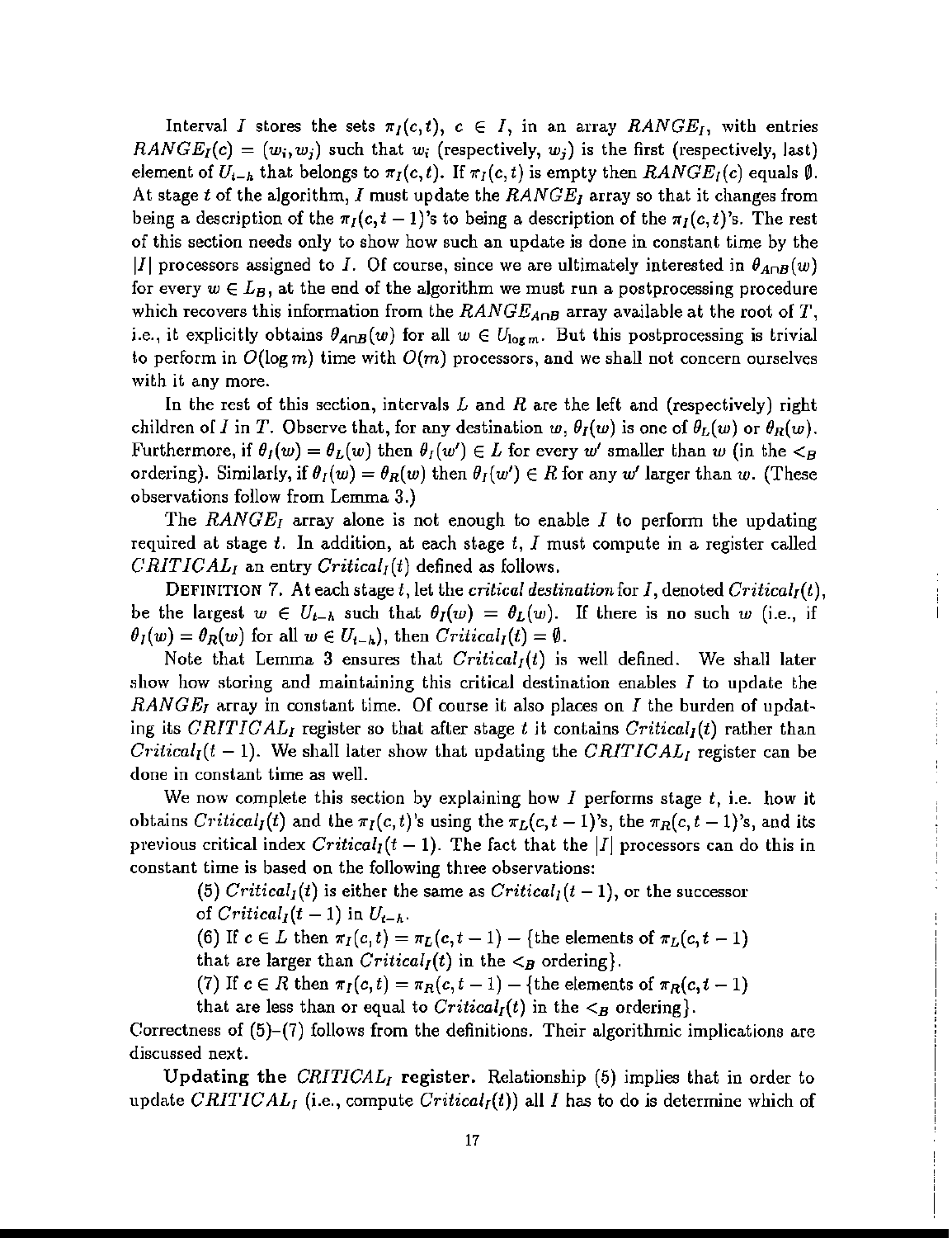Interval $I$ stores the sets $\pi_I(c,t)$, $c \in I$, in an array $RANGE_I$, with entries $RANGE_I(c) = (w_i, w_j)$ such that $w_i$ (respectively, $w_j$) is the first (respectively, last) element of $U_{t-h}$ that belongs to $\pi_I(c,t)$. If $\pi_I(c,t)$ is empty then $RANGE_I(c)$ equals $\emptyset$. At stage $t$ of the algorithm, $I$ must update the $RANGE_I$ array so that it changes from being a description of the $\pi_I(c,t-1)$'s to being a description of the $\pi_I(c,t)$'s. The rest of this section needs only to show how such an update is done in constant time by the $|I|$ processors assigned to $I$. Of course, since we are ultimately interested in $\theta_{A\cap B}(w)$ for every $w \in L_B$, at the end of the algorithm we must run a postprocessing procedure which recovers this information from the $RANGE_{A\cap B}$ array available at the root of $T$, i.e., it explicitly obtains $\theta_{A\cap B}(w)$ for all $w \in U_{\log m}$. But this postprocessing is trivial to perform in $O(\log m)$ time with $O(m)$ processors, and we shall not concern ourselves with it any more.

In the rest of this section, intervals $L$ and $R$ are the left and (respectively) right children of $I$ in $T$. Observe that, for any destination $w$, $\theta_I(w)$ is one of $\theta_L(w)$ or $\theta_R(w)$. Furthermore, if $\theta_I(w) = \theta_L(w)$ then $\theta_I(w') \in L$ for every $w'$ smaller than $w$ (in the $<_B$ ordering). Similarly, if $\theta_I(w) = \theta_R(w)$ then $\theta_I(w') \in R$ for any $w'$ larger than $w$. (These observations follow from Lemma 3.)

The $RANGE_I$ array alone is not enough to enable $I$ to perform the updating required at stage $t$. In addition, at each stage $t$, $I$ must compute in a register called $CRITICAL_I$ an entry $Critical_I(t)$ defined as follows.

DEFINITION 7. At each stage $t$, let the *critical destination* for $I$, denoted $Critical_I(t)$, be the largest $w \in U_{t-h}$ such that $\theta_I(w) = \theta_L(w)$. If there is no such $w$ (i.e., if $\theta_I(w) = \theta_R(w)$ for all $w \in U_{t-h}$), then $Critical_I(t) = \emptyset$.

Note that Lemma 3 ensures that $Critical_I(t)$ is well defined. We shall later show how storing and maintaining this critical destination enables $I$ to update the $RANGE_I$ array in constant time. Of course it also places on $I$ the burden of updating its $CRITICAL_I$ register so that after stage $t$ it contains $Critical_I(t)$ rather than $Critical_I(t-1)$. We shall later show that updating the $CRITICAL_I$ register can be done in constant time as well.

We now complete this section by explaining how $I$ performs stage $t$, i.e. how it obtains $Critical_I(t)$ and the $\pi_I(c,t)$'s using the $\pi_L(c,t-1)$'s, the $\pi_R(c,t-1)$'s, and its previous critical index $Critical_I(t-1)$. The fact that the $|I|$ processors can do this in constant time is based on the following three observations:

(5) $Critical_I(t)$ is either the same as $Critical_I(t-1)$, or the successor of $Critical_I(t-1)$ in $U_{t-h}$.

(6) If $c \in L$ then $\pi_I(c,t) = \pi_L(c,t-1) - \{$the elements of $\pi_L(c,t-1)$ that are larger than $Critical_I(t)$ in the $<_B$ ordering$\}$.

(7) If $c \in R$ then $\pi_I(c,t) = \pi_R(c,t-1) - \{$the elements of $\pi_R(c,t-1)$ that are less than or equal to $Critical_I(t)$ in the $<_B$ ordering$\}$.

Correctness of (5)–(7) follows from the definitions. Their algorithmic implications are discussed next.

**Updating the $CRITICAL_I$ register.** Relationship (5) implies that in order to update $CRITICAL_I$ (i.e., compute $Critical_I(t)$) all $I$ has to do is determine which of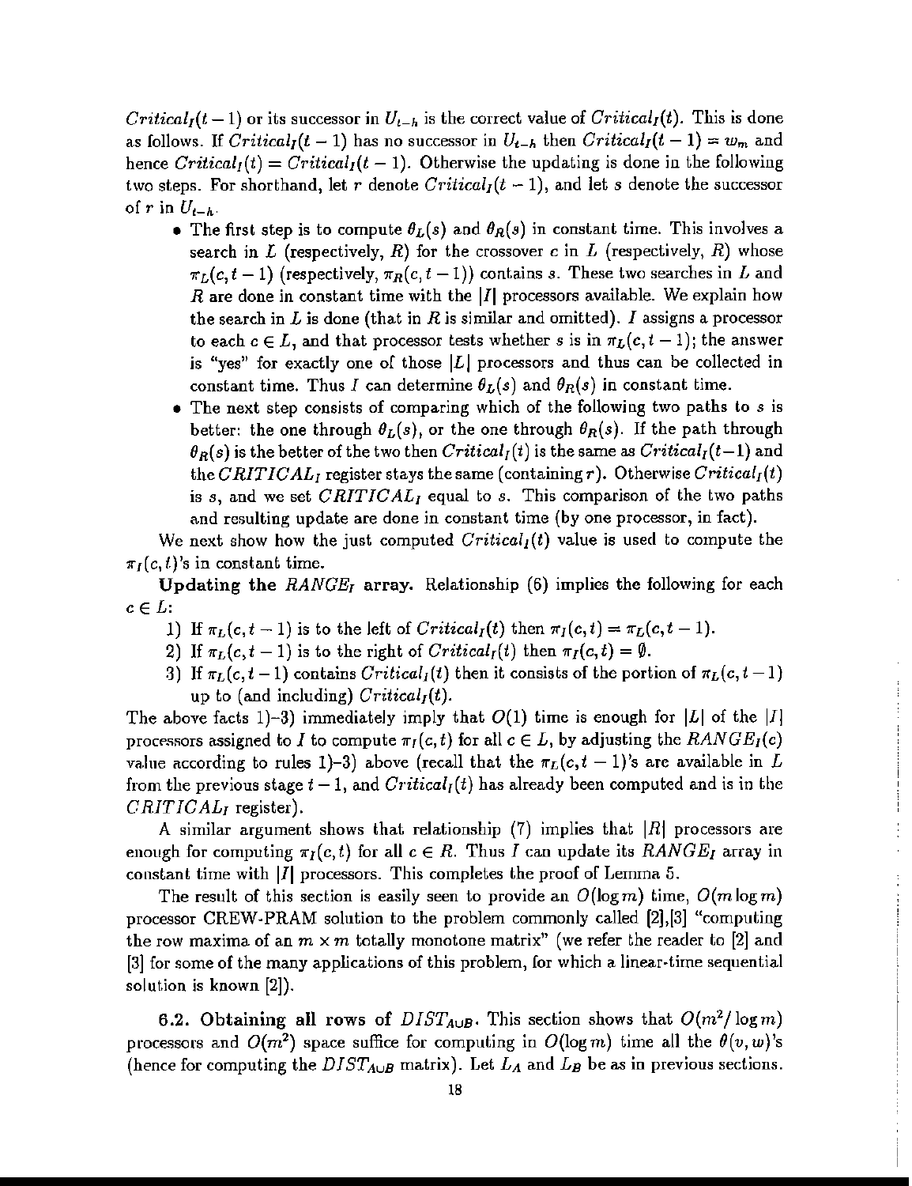$Critical_I(t-1)$ or its successor in $U_{t-h}$ is the correct value of $Critical_I(t)$. This is done as follows. If $Critical_I(t-1)$ has no successor in $U_{t-h}$ then $Critical_I(t-1) = w_m$ and hence $Critical_I(t) = Critical_I(t-1)$. Otherwise the updating is done in the following two steps. For shorthand, let $r$ denote $Critical_I(t-1)$, and let $s$ denote the successor of $r$ in $U_{t-h}$.

- The first step is to compute $\theta_L(s)$ and $\theta_R(s)$ in constant time. This involves a search in $L$ (respectively, $R$) for the crossover $c$ in $L$ (respectively, $R$) whose $\pi_L(c, t-1)$ (respectively, $\pi_R(c, t-1)$) contains $s$. These two searches in $L$ and $R$ are done in constant time with the $|I|$ processors available. We explain how the search in $L$ is done (that in $R$ is similar and omitted). $I$ assigns a processor to each $c \in L$, and that processor tests whether $s$ is in $\pi_L(c, t-1)$; the answer is "yes" for exactly one of those $|L|$ processors and thus can be collected in constant time. Thus $I$ can determine $\theta_L(s)$ and $\theta_R(s)$ in constant time.
- The next step consists of comparing which of the following two paths to $s$ is better: the one through $\theta_L(s)$, or the one through $\theta_R(s)$. If the path through $\theta_R(s)$ is the better of the two then $Critical_I(t)$ is the same as $Critical_I(t-1)$ and the $CRITICAL_I$ register stays the same (containing $r$). Otherwise $Critical_I(t)$ is $s$, and we set $CRITICAL_I$ equal to $s$. This comparison of the two paths and resulting update are done in constant time (by one processor, in fact).

We next show how the just computed $Critical_I(t)$ value is used to compute the $\pi_I(c, t)$'s in constant time.

**Updating the $RANGE_I$ array.** Relationship (6) implies the following for each $c \in L$:

1) If $\pi_L(c, t-1)$ is to the left of $Critical_I(t)$ then $\pi_I(c, t) = \pi_L(c, t-1)$.
2) If $\pi_L(c, t-1)$ is to the right of $Critical_I(t)$ then $\pi_I(c, t) = \emptyset$.
3) If $\pi_L(c, t-1)$ contains $Critical_I(t)$ then it consists of the portion of $\pi_L(c, t-1)$ up to (and including) $Critical_I(t)$.

The above facts 1)–3) immediately imply that $O(1)$ time is enough for $|L|$ of the $|I|$ processors assigned to $I$ to compute $\pi_I(c, t)$ for all $c \in L$, by adjusting the $RANGE_I(c)$ value according to rules 1)–3) above (recall that the $\pi_L(c, t-1)$'s are available in $L$ from the previous stage $t-1$, and $Critical_I(t)$ has already been computed and is in the $CRITICAL_I$ register).

A similar argument shows that relationship (7) implies that $|R|$ processors are enough for computing $\pi_I(c, t)$ for all $c \in R$. Thus $I$ can update its $RANGE_I$ array in constant time with $|I|$ processors. This completes the proof of Lemma 5.

The result of this section is easily seen to provide an $O(\log m)$ time, $O(m \log m)$ processor CREW-PRAM solution to the problem commonly called [2],[3] "computing the row maxima of an $m \times m$ totally monotone matrix" (we refer the reader to [2] and [3] for some of the many applications of this problem, for which a linear-time sequential solution is known [2]).

**6.2. Obtaining all rows of $DIST_{A \cup B}$.** This section shows that $O(m^2/\log m)$ processors and $O(m^2)$ space suffice for computing in $O(\log m)$ time all the $\theta(v, w)$'s (hence for computing the $DIST_{A \cup B}$ matrix). Let $L_A$ and $L_B$ be as in previous sections.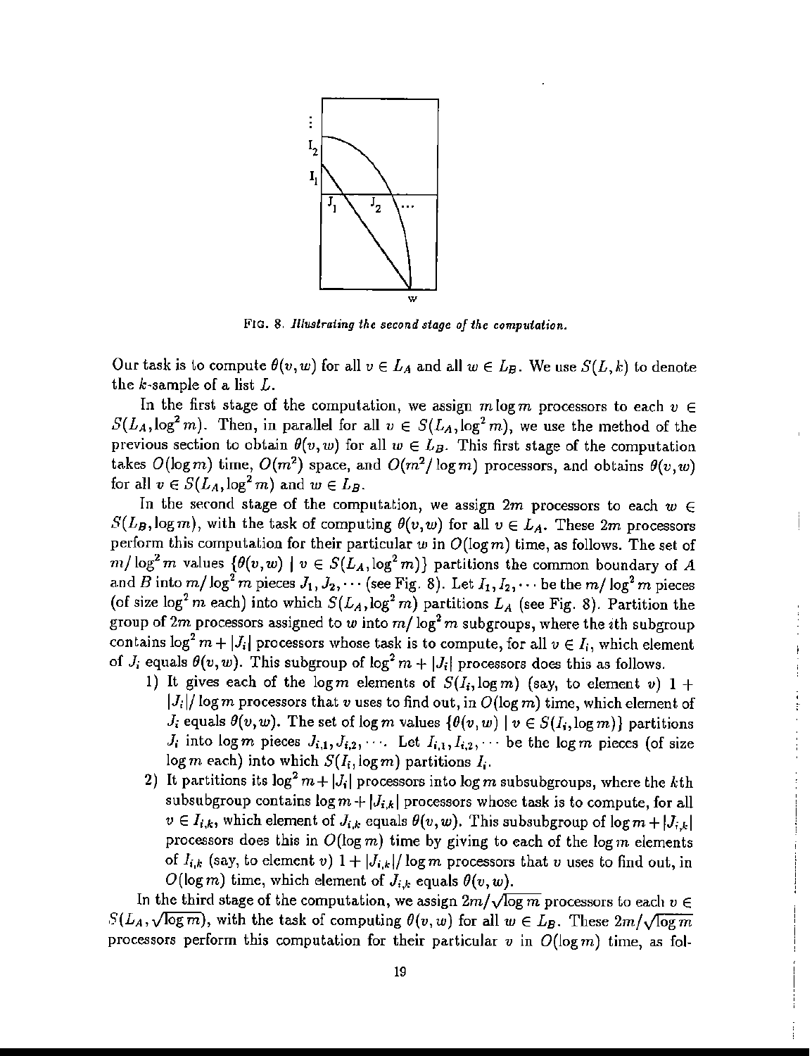FIG. 8. *Illustrating the second stage of the computation.*

Our task is to compute $\theta(v, w)$ for all $v \in L_A$ and all $w \in L_B$. We use $S(L, k)$ to denote the $k$-sample of a list $L$.

In the first stage of the computation, we assign $m \log m$ processors to each $v \in S(L_A, \log^2 m)$. Then, in parallel for all $v \in S(L_A, \log^2 m)$, we use the method of the previous section to obtain $\theta(v, w)$ for all $w \in L_B$. This first stage of the computation takes $O(\log m)$ time, $O(m^2)$ space, and $O(m^2/\log m)$ processors, and obtains $\theta(v, w)$ for all $v \in S(L_A, \log^2 m)$ and $w \in L_B$.

In the second stage of the computation, we assign $2m$ processors to each $w \in S(L_B, \log m)$, with the task of computing $\theta(v, w)$ for all $v \in L_A$. These $2m$ processors perform this computation for their particular $w$ in $O(\log m)$ time, as follows. The set of $m/\log^2 m$ values $\{\theta(v, w) \mid v \in S(L_A, \log^2 m)\}$ partitions the common boundary of $A$ and $B$ into $m/\log^2 m$ pieces $J_1, J_2, \cdots$ (see Fig. 8). Let $I_1, I_2, \cdots$ be the $m/\log^2 m$ pieces (of size $\log^2 m$ each) into which $S(L_A, \log^2 m)$ partitions $L_A$ (see Fig. 8). Partition the group of $2m$ processors assigned to $w$ into $m/\log^2 m$ subgroups, where the $i$th subgroup contains $\log^2 m + |J_i|$ processors whose task is to compute, for all $v \in I_i$, which element of $J_i$ equals $\theta(v, w)$. This subgroup of $\log^2 m + |J_i|$ processors does this as follows.

1) It gives each of the $\log m$ elements of $S(I_i, \log m)$ (say, to element $v$) $1 + |J_i|/\log m$ processors that $v$ uses to find out, in $O(\log m)$ time, which element of $J_i$ equals $\theta(v, w)$. The set of $\log m$ values $\{\theta(v, w) \mid v \in S(I_i, \log m)\}$ partitions $J_i$ into $\log m$ pieces $J_{i,1}, J_{i,2}, \cdots$. Let $I_{i,1}, I_{i,2}, \cdots$ be the $\log m$ pieces (of size $\log m$ each) into which $S(I_i, \log m)$ partitions $I_i$.
2) It partitions its $\log^2 m + |J_i|$ processors into $\log m$ subsubgroups, where the $k$th subsubgroup contains $\log m + |J_{i,k}|$ processors whose task is to compute, for all $v \in I_{i,k}$, which element of $J_{i,k}$ equals $\theta(v, w)$. This subsubgroup of $\log m + |J_{i,k}|$ processors does this in $O(\log m)$ time by giving to each of the $\log m$ elements of $I_{i,k}$ (say, to element $v$) $1 + |J_{i,k}|/\log m$ processors that $v$ uses to find out, in $O(\log m)$ time, which element of $J_{i,k}$ equals $\theta(v, w)$.

In the third stage of the computation, we assign $2m/\sqrt{\log m}$ processors to each $v \in S(L_A, \sqrt{\log m})$, with the task of computing $\theta(v, w)$ for all $w \in L_B$. These $2m/\sqrt{\log m}$ processors perform this computation for their particular $v$ in $O(\log m)$ time, as fol-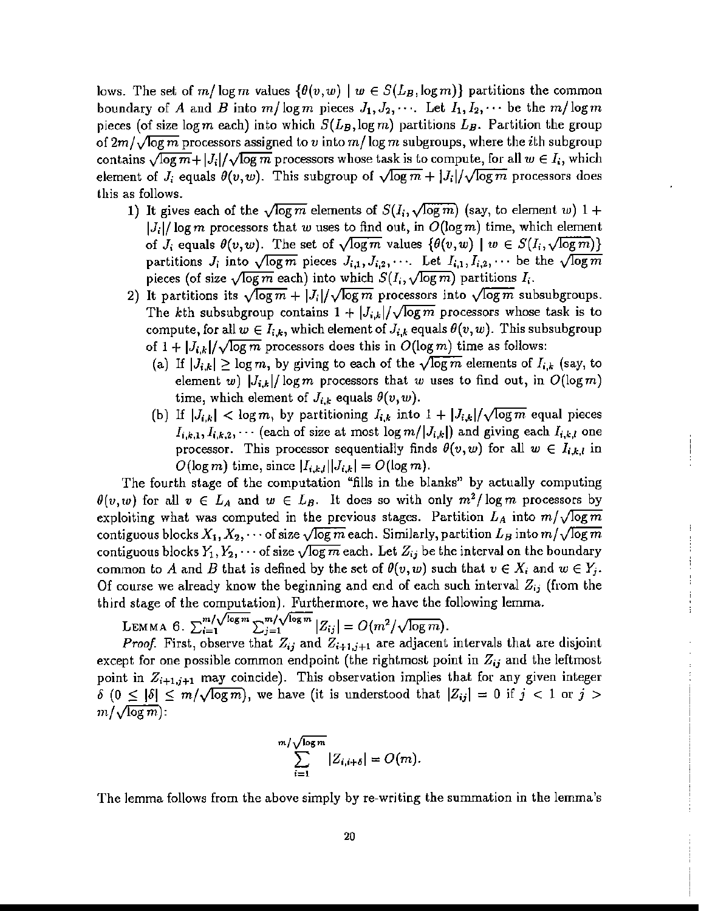lows. The set of $m/\log m$ values $\{\theta(v,w) \mid w \in S(L_B, \log m)\}$ partitions the common boundary of $A$ and $B$ into $m/\log m$ pieces $J_1, J_2, \cdots$. Let $I_1, I_2, \cdots$ be the $m/\log m$ pieces (of size $\log m$ each) into which $S(L_B, \log m)$ partitions $L_B$. Partition the group of $2m/\sqrt{\log m}$ processors assigned to $v$ into $m/\log m$ subgroups, where the $i$th subgroup contains $\sqrt{\log m} + |J_i|/\sqrt{\log m}$ processors whose task is to compute, for all $w \in I_i$, which element of $J_i$ equals $\theta(v,w)$. This subgroup of $\sqrt{\log m} + |J_i|/\sqrt{\log m}$ processors does this as follows.

1) It gives each of the $\sqrt{\log m}$ elements of $S(I_i, \sqrt{\log m})$ (say, to element $w$) $1 + |J_i|/\log m$ processors that $w$ uses to find out, in $O(\log m)$ time, which element of $J_i$ equals $\theta(v,w)$. The set of $\sqrt{\log m}$ values $\{\theta(v,w) \mid w \in S(I_i, \sqrt{\log m})\}$ partitions $J_i$ into $\sqrt{\log m}$ pieces $J_{i,1}, J_{i,2}, \cdots$. Let $I_{i,1}, I_{i,2}, \cdots$ be the $\sqrt{\log m}$ pieces (of size $\sqrt{\log m}$ each) into which $S(I_i, \sqrt{\log m})$ partitions $I_i$.
2) It partitions its $\sqrt{\log m} + |J_i|/\sqrt{\log m}$ processors into $\sqrt{\log m}$ subsubgroups. The $k$th subsubgroup contains $1 + |J_{i,k}|/\sqrt{\log m}$ processors whose task is to compute, for all $w \in I_{i,k}$, which element of $J_{i,k}$ equals $\theta(v,w)$. This subsubgroup of $1 + |J_{i,k}|/\sqrt{\log m}$ processors does this in $O(\log m)$ time as follows:
   (a) If $|J_{i,k}| \geq \log m$, by giving to each of the $\sqrt{\log m}$ elements of $I_{i,k}$ (say, to element $w$) $|J_{i,k}|/\log m$ processors that $w$ uses to find out, in $O(\log m)$ time, which element of $J_{i,k}$ equals $\theta(v,w)$.
   (b) If $|J_{i,k}| < \log m$, by partitioning $I_{i,k}$ into $1 + |J_{i,k}|/\sqrt{\log m}$ equal pieces $I_{i,k,1}, I_{i,k,2}, \cdots$ (each of size at most $\log m/|J_{i,k}|$) and giving each $I_{i,k,l}$ one processor. This processor sequentially finds $\theta(v,w)$ for all $w \in I_{i,k,l}$ in $O(\log m)$ time, since $|I_{i,k,l}||J_{i,k}| = O(\log m)$.

The fourth stage of the computation "fills in the blanks" by actually computing $\theta(v,w)$ for all $v \in L_A$ and $w \in L_B$. It does so with only $m^2/\log m$ processors by exploiting what was computed in the previous stages. Partition $L_A$ into $m/\sqrt{\log m}$ contiguous blocks $X_1, X_2, \cdots$ of size $\sqrt{\log m}$ each. Similarly, partition $L_B$ into $m/\sqrt{\log m}$ contiguous blocks $Y_1, Y_2, \cdots$ of size $\sqrt{\log m}$ each. Let $Z_{ij}$ be the interval on the boundary common to $A$ and $B$ that is defined by the set of $\theta(v,w)$ such that $v \in X_i$ and $w \in Y_j$. Of course we already know the beginning and end of each such interval $Z_{ij}$ (from the third stage of the computation). Furthermore, we have the following lemma.

LEMMA 6. $\sum_{i=1}^{m/\sqrt{\log m}} \sum_{j=1}^{m/\sqrt{\log m}} |Z_{ij}| = O(m^2/\sqrt{\log m})$.

*Proof.* First, observe that $Z_{ij}$ and $Z_{i+1,j+1}$ are adjacent intervals that are disjoint except for one possible common endpoint (the rightmost point in $Z_{ij}$ and the leftmost point in $Z_{i+1,j+1}$ may coincide). This observation implies that for any given integer $\delta$ ($0 \leq |\delta| \leq m/\sqrt{\log m}$), we have (it is understood that $|Z_{ij}| = 0$ if $j < 1$ or $j > m/\sqrt{\log m}$):

$$\sum_{i=1}^{m/\sqrt{\log m}} |Z_{i,i+\delta}| = O(m).$$

The lemma follows from the above simply by re-writing the summation in the lemma's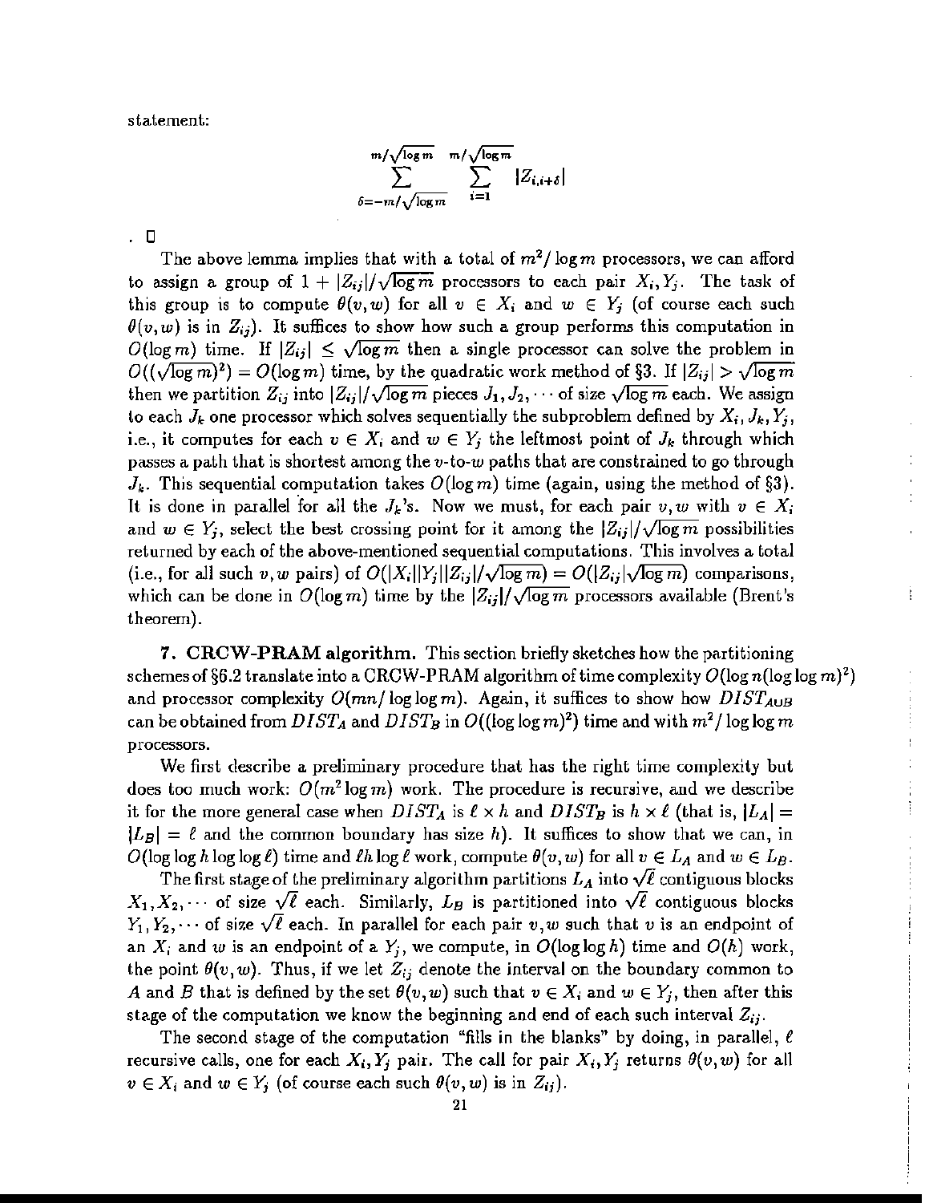statement:

$$\sum_{\delta=-m/\sqrt{\log m}}^{m/\sqrt{\log m}} \sum_{i=1}^{m/\sqrt{\log m}} |Z_{i,i+\delta}|$$

. □

The above lemma implies that with a total of $m^2/\log m$ processors, we can afford to assign a group of $1 + |Z_{ij}|/\sqrt{\log m}$ processors to each pair $X_i, Y_j$. The task of this group is to compute $\theta(v,w)$ for all $v \in X_i$ and $w \in Y_j$ (of course each such $\theta(v,w)$ is in $Z_{ij}$). It suffices to show how such a group performs this computation in $O(\log m)$ time. If $|Z_{ij}| \leq \sqrt{\log m}$ then a single processor can solve the problem in $O((\sqrt{\log m})^2) = O(\log m)$ time, by the quadratic work method of §3. If $|Z_{ij}| > \sqrt{\log m}$ then we partition $Z_{ij}$ into $|Z_{ij}|/\sqrt{\log m}$ pieces $J_1, J_2, \cdots$ of size $\sqrt{\log m}$ each. We assign to each $J_k$ one processor which solves sequentially the subproblem defined by $X_i, J_k, Y_j$, i.e., it computes for each $v \in X_i$ and $w \in Y_j$ the leftmost point of $J_k$ through which passes a path that is shortest among the $v$-to-$w$ paths that are constrained to go through $J_k$. This sequential computation takes $O(\log m)$ time (again, using the method of §3). It is done in parallel for all the $J_k$'s. Now we must, for each pair $v, w$ with $v \in X_i$ and $w \in Y_j$, select the best crossing point for it among the $|Z_{ij}|/\sqrt{\log m}$ possibilities returned by each of the above-mentioned sequential computations. This involves a total (i.e., for all such $v, w$ pairs) of $O(|X_i||Y_j||Z_{ij}|/\sqrt{\log m}) = O(|Z_{ij}|\sqrt{\log m})$ comparisons, which can be done in $O(\log m)$ time by the $|Z_{ij}|/\sqrt{\log m}$ processors available (Brent's theorem).

**7. CRCW-PRAM algorithm.** This section briefly sketches how the partitioning schemes of §6.2 translate into a CRCW-PRAM algorithm of time complexity $O(\log n(\log\log m)^2)$ and processor complexity $O(mn/\log\log m)$. Again, it suffices to show how $DIST_{A\cup B}$ can be obtained from $DIST_A$ and $DIST_B$ in $O((\log\log m)^2)$ time and with $m^2/\log\log m$ processors.

We first describe a preliminary procedure that has the right time complexity but does too much work: $O(m^2 \log m)$ work. The procedure is recursive, and we describe it for the more general case when $DIST_A$ is $\ell \times h$ and $DIST_B$ is $h \times \ell$ (that is, $|L_A| = |L_B| = \ell$ and the common boundary has size $h$). It suffices to show that we can, in $O(\log\log h \log\log \ell)$ time and $\ell h \log \ell$ work, compute $\theta(v,w)$ for all $v \in L_A$ and $w \in L_B$.

The first stage of the preliminary algorithm partitions $L_A$ into $\sqrt{\ell}$ contiguous blocks $X_1, X_2, \cdots$ of size $\sqrt{\ell}$ each. Similarly, $L_B$ is partitioned into $\sqrt{\ell}$ contiguous blocks $Y_1, Y_2, \cdots$ of size $\sqrt{\ell}$ each. In parallel for each pair $v, w$ such that $v$ is an endpoint of an $X_i$ and $w$ is an endpoint of a $Y_j$, we compute, in $O(\log\log h)$ time and $O(h)$ work, the point $\theta(v,w)$. Thus, if we let $Z_{ij}$ denote the interval on the boundary common to $A$ and $B$ that is defined by the set $\theta(v,w)$ such that $v \in X_i$ and $w \in Y_j$, then after this stage of the computation we know the beginning and end of each such interval $Z_{ij}$.

The second stage of the computation "fills in the blanks" by doing, in parallel, $\ell$ recursive calls, one for each $X_i, Y_j$ pair. The call for pair $X_i, Y_j$ returns $\theta(v,w)$ for all $v \in X_i$ and $w \in Y_j$ (of course each such $\theta(v,w)$ is in $Z_{ij}$).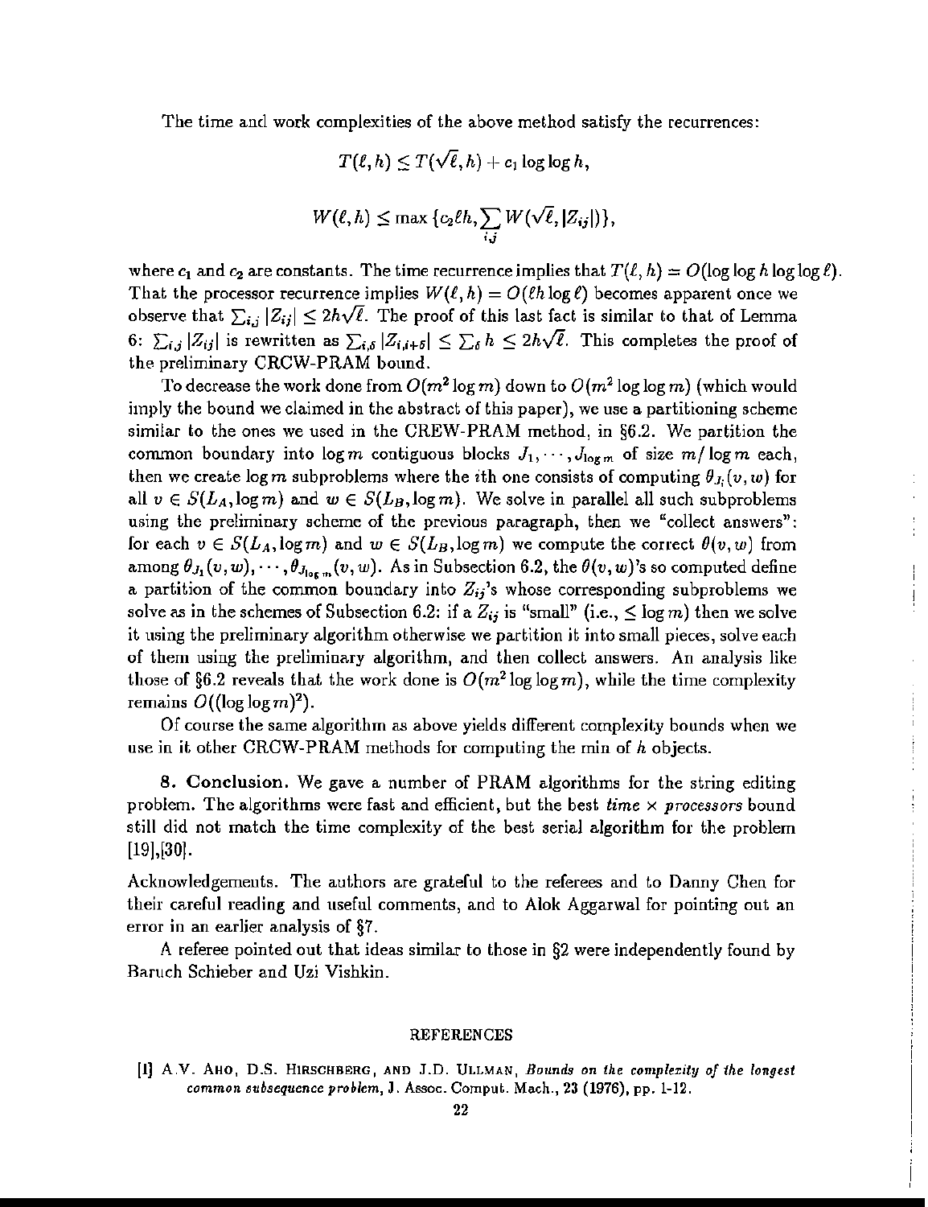The time and work complexities of the above method satisfy the recurrences:

$$T(\ell, h) \leq T(\sqrt{\ell}, h) + c_1 \log\log h,$$

$$W(\ell, h) \leq \max\{c_2 \ell h, \sum_{ij} W(\sqrt{\ell}, |Z_{ij}|)\},$$

where $c_1$ and $c_2$ are constants. The time recurrence implies that $T(\ell, h) = O(\log\log h \log\log \ell)$. That the processor recurrence implies $W(\ell, h) = O(\ell h \log \ell)$ becomes apparent once we observe that $\sum_{i,j} |Z_{ij}| \leq 2h\sqrt{\ell}$. The proof of this last fact is similar to that of Lemma 6: $\sum_{i,j} |Z_{ij}|$ is rewritten as $\sum_{i,\delta} |Z_{i,i+\delta}| \leq \sum_{\delta} h \leq 2h\sqrt{\ell}$. This completes the proof of the preliminary CRCW-PRAM bound.

To decrease the work done from $O(m^2 \log m)$ down to $O(m^2 \log\log m)$ (which would imply the bound we claimed in the abstract of this paper), we use a partitioning scheme similar to the ones we used in the CREW-PRAM method, in §6.2. We partition the common boundary into $\log m$ contiguous blocks $J_1, \cdots, J_{\log m}$ of size $m/\log m$ each, then we create $\log m$ subproblems where the $i$th one consists of computing $\theta_{J_i}(v, w)$ for all $v \in S(L_A, \log m)$ and $w \in S(L_B, \log m)$. We solve in parallel all such subproblems using the preliminary scheme of the previous paragraph, then we "collect answers": for each $v \in S(L_A, \log m)$ and $w \in S(L_B, \log m)$ we compute the correct $\theta(v, w)$ from among $\theta_{J_1}(v, w), \cdots, \theta_{J_{\log m}}(v, w)$. As in Subsection 6.2, the $\theta(v, w)$'s so computed define a partition of the common boundary into $Z_{ij}$'s whose corresponding subproblems we solve as in the schemes of Subsection 6.2: if a $Z_{ij}$ is "small" (i.e., $\leq \log m$) then we solve it using the preliminary algorithm otherwise we partition it into small pieces, solve each of them using the preliminary algorithm, and then collect answers. An analysis like those of §6.2 reveals that the work done is $O(m^2 \log\log m)$, while the time complexity remains $O((\log\log m)^2)$.

Of course the same algorithm as above yields different complexity bounds when we use in it other CRCW-PRAM methods for computing the min of $h$ objects.

**8. Conclusion.** We gave a number of PRAM algorithms for the string editing problem. The algorithms were fast and efficient, but the best *time* $\times$ *processors* bound still did not match the time complexity of the best serial algorithm for the problem [19],[30].

Acknowledgements. The authors are grateful to the referees and to Danny Chen for their careful reading and useful comments, and to Alok Aggarwal for pointing out an error in an earlier analysis of §7.

A referee pointed out that ideas similar to those in §2 were independently found by Baruch Schieber and Uzi Vishkin.

## REFERENCES

[1] A.V. Aho, D.S. Hirschberg, and J.D. Ullman, *Bounds on the complexity of the longest common subsequence problem*, J. Assoc. Comput. Mach., 23 (1976), pp. 1-12.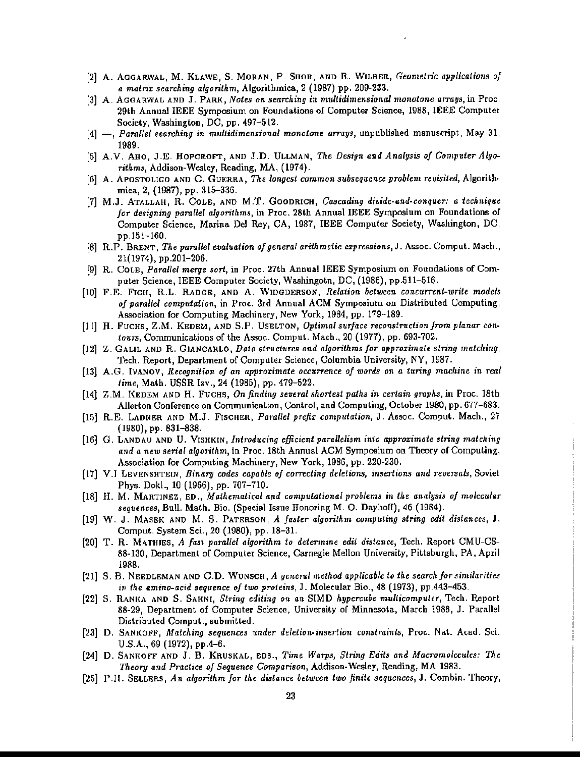[2] A. Aggarwal, M. Klawe, S. Moran, P. Shor, and R. Wilber, *Geometric applications of a matrix searching algorithm*, Algorithmica, 2 (1987) pp. 209-233.

[3] A. Aggarwal and J. Park, *Notes on searching in multidimensional monotone arrays*, in Proc. 29th Annual IEEE Symposium on Foundations of Computer Science, 1988, IEEE Computer Society, Washington, DC, pp. 497–512.

[4] —, *Parallel searching in multidimensional monotone arrays*, unpublished manuscript, May 31, 1989.

[5] A.V. Aho, J.E. Hopcroft, and J.D. Ullman, *The Design and Analysis of Computer Algorithms*, Addison-Wesley, Reading, MA, (1974).

[6] A. Apostolico and C. Guerra, *The longest common subsequence problem revisited*, Algorithmica, 2, (1987), pp. 315–336.

[7] M.J. Atallah, R. Cole, and M.T. Goodrich, *Cascading divide-and-conquer: a technique for designing parallel algorithms*, in Proc. 28th Annual IEEE Symposium on Foundations of Computer Science, Marina Del Rey, CA, 1987, IEEE Computer Society, Washington, DC, pp.151–160.

[8] R.P. Brent, *The parallel evaluation of general arithmetic expressions*, J. Assoc. Comput. Mach., 21(1974), pp.201–206.

[9] R. Cole, *Parallel merge sort*, in Proc. 27th Annual IEEE Symposium on Foundations of Computer Science, IEEE Computer Society, Washingotn, DC, (1986), pp.511–516.

[10] F.E. Fich, R.L. Radge, and A. Widgderson, *Relation between concurrent-write models of parallel computation*, in Proc. 3rd Annual ACM Symposium on Distributed Computing, Association for Computing Machinery, New York, 1984, pp. 179–189.

[11] H. Fuchs, Z.M. Kedem, and S.P. Uselton, *Optimal surface reconstruction from planar contours*, Communications of the Assoc. Comput. Mach., 20 (1977), pp. 693-702.

[12] Z. Galil and R. Giancarlo, *Data structures and algorithms for approximate string matching*, Tech. Report, Department of Computer Science, Columbia University, NY, 1987.

[13] A.G. Ivanov, *Recognition of an approximate occurrence of words on a turing machine in real time*, Math. USSR Izv., 24 (1985), pp. 479–522.

[14] Z.M. Kedem and H. Fuchs, *On finding several shortest paths in certain graphs*, in Proc. 18th Allerton Conference on Communication, Control, and Computing, October 1980, pp. 677–683.

[15] R.E. Ladner and M.J. Fischer, *Parallel prefix computation*, J. Assoc. Comput. Mach., 27 (1980), pp. 831–838.

[16] G. Landau and U. Vishkin, *Introducing efficient parallelism into approximate string matching and a new serial algorithm*, in Proc. 18th Annual ACM Symposium on Theory of Computing, Association for Computing Machinery, New York, 1986, pp. 220-230.

[17] V.I Levenshtein, *Binary codes capable of correcting deletions, insertions and reversals*, Soviet Phys. Dokl., 10 (1966), pp. 707–710.

[18] H. M. Martinez, ed., *Mathematical and computational problems in the analysis of molecular sequences*, Bull. Math. Bio. (Special Issue Honoring M. O. Dayhoff), 46 (1984).

[19] W. J. Masek and M. S. Paterson, *A faster algorithm computing string edit distances*, J. Comput. System Sci., 20 (1980), pp. 18–31.

[20] T. R. Mathies, *A fast parallel algorithm to determine edit distance*, Tech. Report CMU-CS-88-130, Department of Computer Science, Carnegie Mellon University, Pittsburgh, PA, April 1988.

[21] S. B. Needleman and C.D. Wunsch, *A general method applicable to the search for similarities in the amino-acid sequence of two proteins*, J. Molecular Bio., 48 (1973), pp.443–453.

[22] S. Ranka and S. Sahni, *String editing on an SIMD hypercube multicomputer*, Tech. Report 88-29, Department of Computer Science, University of Minnesota, March 1988, J. Parallel Distributed Comput., submitted.

[23] D. Sankoff, *Matching sequences under deletion-insertion constraints*, Proc. Nat. Acad. Sci. U.S.A., 69 (1972), pp.4–6.

[24] D. Sankoff and J. B. Kruskal, eds., *Time Warps, String Edits and Macromolecules: The Theory and Practice of Sequence Comparison*, Addison-Wesley, Reading, MA 1983.

[25] P.H. Sellers, *An algorithm for the distance between two finite sequences*, J. Combin. Theory,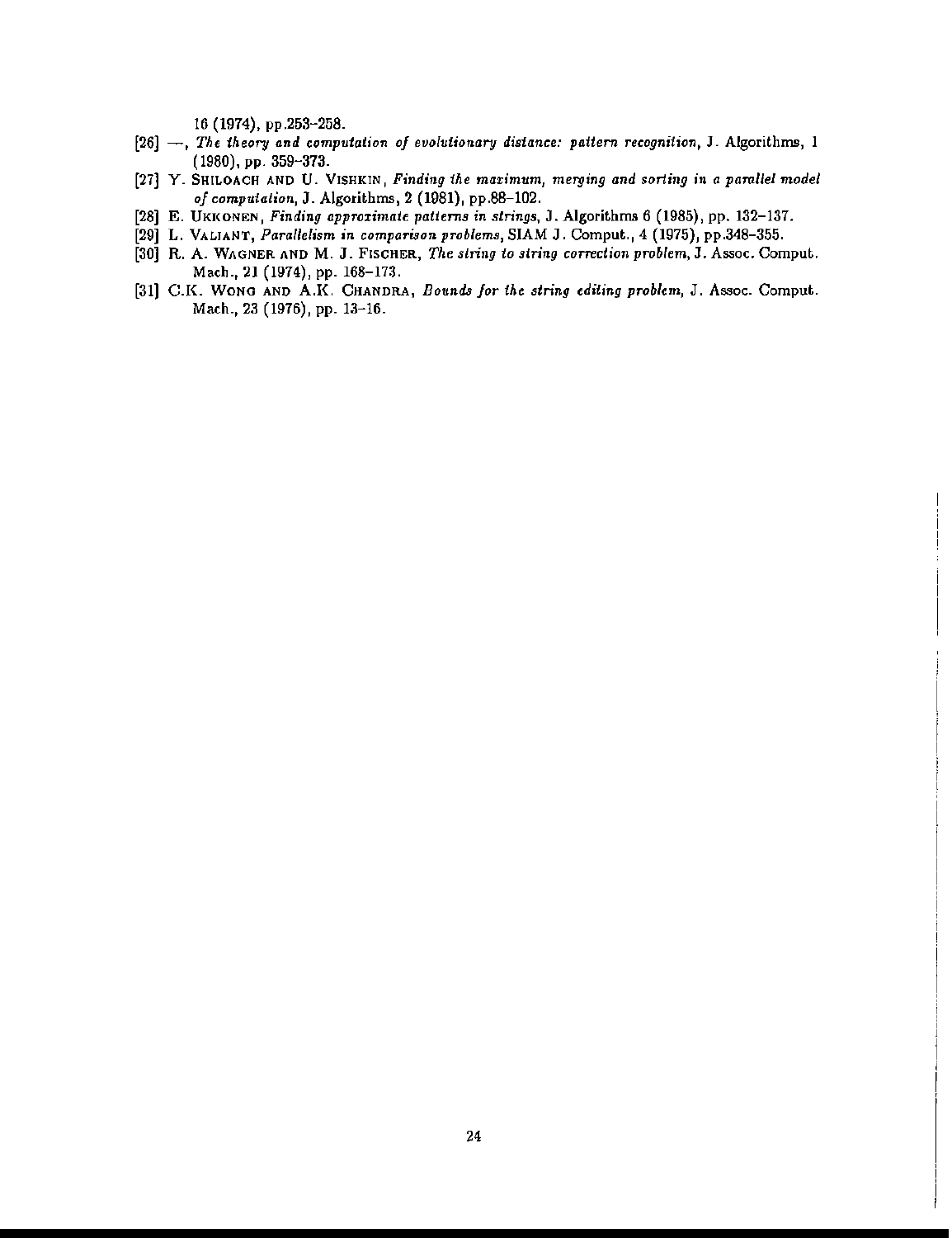16 (1974), pp.253–258.

[26] —, *The theory and computation of evolutionary distance: pattern recognition*, J. Algorithms, 1 (1980), pp. 359–373.

[27] Y. Shiloach and U. Vishkin, *Finding the maximum, merging and sorting in a parallel model of computation*, J. Algorithms, 2 (1981), pp.88–102.

[28] E. Ukkonen, *Finding approximate patterns in strings*, J. Algorithms 6 (1985), pp. 132–137.

[29] L. Valiant, *Parallelism in comparison problems*, SIAM J. Comput., 4 (1975), pp.348–355.

[30] R. A. Wagner and M. J. Fischer, *The string to string correction problem*, J. Assoc. Comput. Mach., 21 (1974), pp. 168–173.

[31] C.K. Wong and A.K. Chandra, *Bounds for the string editing problem*, J. Assoc. Comput. Mach., 23 (1976), pp. 13–16.